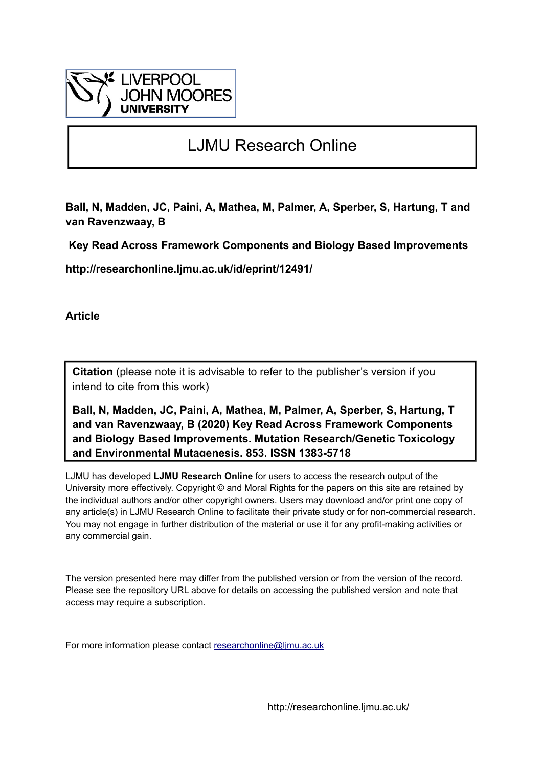LIVERPOOL JOHN MOORES UNIVERSITY

# LJMU Research Online

**Ball, N, Madden, JC, Paini, A, Mathea, M, Palmer, A, Sperber, S, Hartung, T and van Ravenzwaay, B**

**Key Read Across Framework Components and Biology Based Improvements**

**http://researchonline.ljmu.ac.uk/id/eprint/12491/**

**Article**

**Citation** (please note it is advisable to refer to the publisher's version if you intend to cite from this work)

**Ball, N, Madden, JC, Paini, A, Mathea, M, Palmer, A, Sperber, S, Hartung, T and van Ravenzwaay, B (2020) Key Read Across Framework Components and Biology Based Improvements. Mutation Research/Genetic Toxicology and Environmental Mutagenesis, 853. ISSN 1383-5718**

LJMU has developed **LJMU Research Online** for users to access the research output of the University more effectively. Copyright © and Moral Rights for the papers on this site are retained by the individual authors and/or other copyright owners. Users may download and/or print one copy of any article(s) in LJMU Research Online to facilitate their private study or for non-commercial research. You may not engage in further distribution of the material or use it for any profit-making activities or any commercial gain.

The version presented here may differ from the published version or from the version of the record. Please see the repository URL above for details on accessing the published version and note that access may require a subscription.

For more information please contact researchonline@ljmu.ac.uk

http://researchonline.ljmu.ac.uk/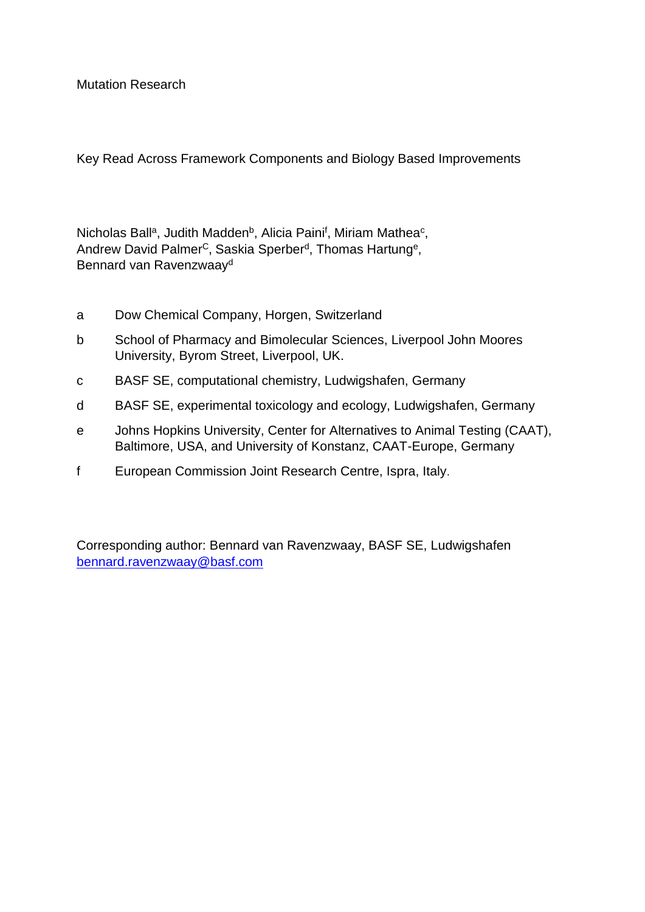Mutation Research

# Key Read Across Framework Components and Biology Based Improvements

Nicholas Ball[a], Judith Madden[b], Alicia Paini[f], Miriam Mathea[c], Andrew David Palmer[C], Saskia Sperber[d], Thomas Hartung[e], Bennard van Ravenzwaay[d]

a Dow Chemical Company, Horgen, Switzerland

b School of Pharmacy and Bimolecular Sciences, Liverpool John Moores University, Byrom Street, Liverpool, UK.

c BASF SE, computational chemistry, Ludwigshafen, Germany

d BASF SE, experimental toxicology and ecology, Ludwigshafen, Germany

e Johns Hopkins University, Center for Alternatives to Animal Testing (CAAT), Baltimore, USA, and University of Konstanz, CAAT-Europe, Germany

f European Commission Joint Research Centre, Ispra, Italy.

Corresponding author: Bennard van Ravenzwaay, BASF SE, Ludwigshafen
bennard.ravenzwaay@basf.com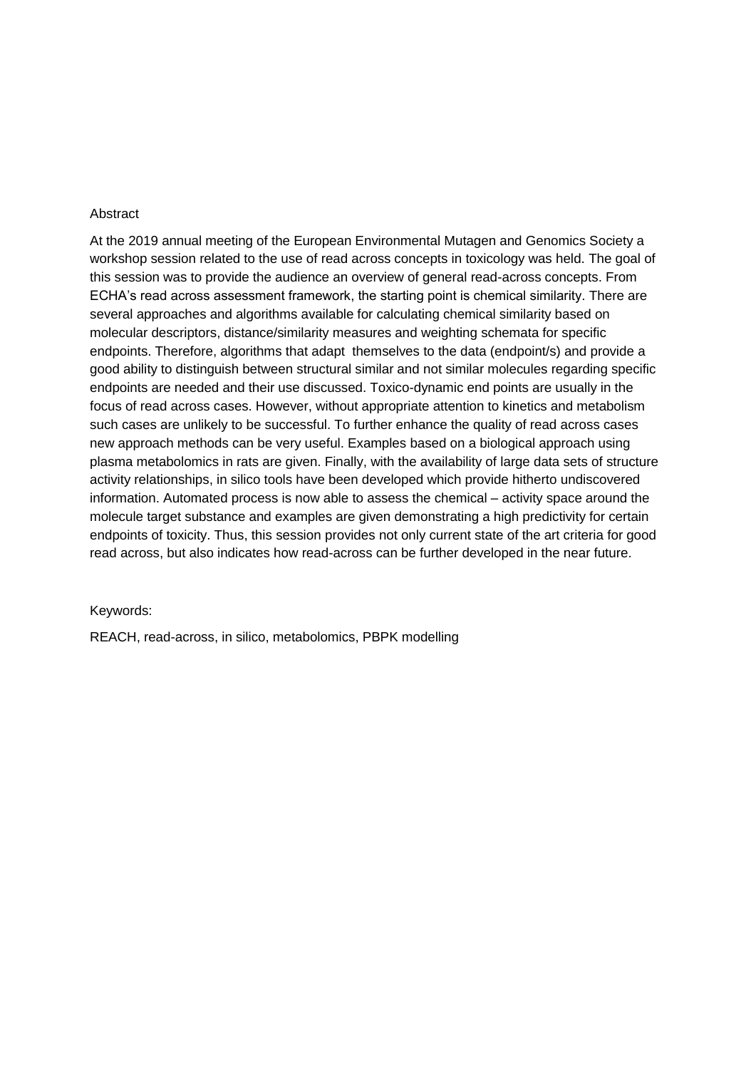Abstract

At the 2019 annual meeting of the European Environmental Mutagen and Genomics Society a workshop session related to the use of read across concepts in toxicology was held. The goal of this session was to provide the audience an overview of general read-across concepts. From ECHA's read across assessment framework, the starting point is chemical similarity. There are several approaches and algorithms available for calculating chemical similarity based on molecular descriptors, distance/similarity measures and weighting schemata for specific endpoints. Therefore, algorithms that adapt themselves to the data (endpoint/s) and provide a good ability to distinguish between structural similar and not similar molecules regarding specific endpoints are needed and their use discussed. Toxico-dynamic end points are usually in the focus of read across cases. However, without appropriate attention to kinetics and metabolism such cases are unlikely to be successful. To further enhance the quality of read across cases new approach methods can be very useful. Examples based on a biological approach using plasma metabolomics in rats are given. Finally, with the availability of large data sets of structure activity relationships, in silico tools have been developed which provide hitherto undiscovered information. Automated process is now able to assess the chemical – activity space around the molecule target substance and examples are given demonstrating a high predictivity for certain endpoints of toxicity. Thus, this session provides not only current state of the art criteria for good read across, but also indicates how read-across can be further developed in the near future.

Keywords:

REACH, read-across, in silico, metabolomics, PBPK modelling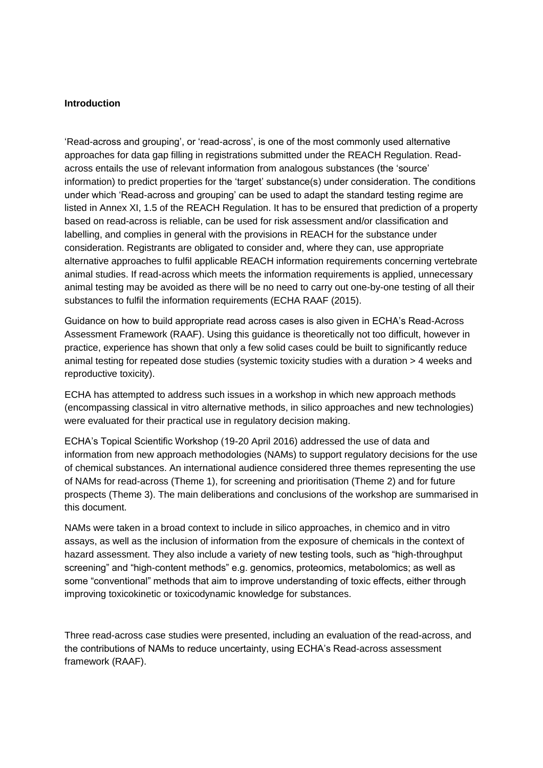**Introduction**

'Read-across and grouping', or 'read-across', is one of the most commonly used alternative approaches for data gap filling in registrations submitted under the REACH Regulation. Read-across entails the use of relevant information from analogous substances (the 'source' information) to predict properties for the 'target' substance(s) under consideration. The conditions under which 'Read-across and grouping' can be used to adapt the standard testing regime are listed in Annex XI, 1.5 of the REACH Regulation. It has to be ensured that prediction of a property based on read-across is reliable, can be used for risk assessment and/or classification and labelling, and complies in general with the provisions in REACH for the substance under consideration. Registrants are obligated to consider and, where they can, use appropriate alternative approaches to fulfil applicable REACH information requirements concerning vertebrate animal studies. If read-across which meets the information requirements is applied, unnecessary animal testing may be avoided as there will be no need to carry out one-by-one testing of all their substances to fulfil the information requirements (ECHA RAAF (2015).

Guidance on how to build appropriate read across cases is also given in ECHA's Read-Across Assessment Framework (RAAF). Using this guidance is theoretically not too difficult, however in practice, experience has shown that only a few solid cases could be built to significantly reduce animal testing for repeated dose studies (systemic toxicity studies with a duration > 4 weeks and reproductive toxicity).

ECHA has attempted to address such issues in a workshop in which new approach methods (encompassing classical in vitro alternative methods, in silico approaches and new technologies) were evaluated for their practical use in regulatory decision making.

ECHA's Topical Scientific Workshop (19-20 April 2016) addressed the use of data and information from new approach methodologies (NAMs) to support regulatory decisions for the use of chemical substances. An international audience considered three themes representing the use of NAMs for read-across (Theme 1), for screening and prioritisation (Theme 2) and for future prospects (Theme 3). The main deliberations and conclusions of the workshop are summarised in this document.

NAMs were taken in a broad context to include in silico approaches, in chemico and in vitro assays, as well as the inclusion of information from the exposure of chemicals in the context of hazard assessment. They also include a variety of new testing tools, such as "high-throughput screening" and "high-content methods" e.g. genomics, proteomics, metabolomics; as well as some "conventional" methods that aim to improve understanding of toxic effects, either through improving toxicokinetic or toxicodynamic knowledge for substances.

Three read-across case studies were presented, including an evaluation of the read-across, and the contributions of NAMs to reduce uncertainty, using ECHA's Read-across assessment framework (RAAF).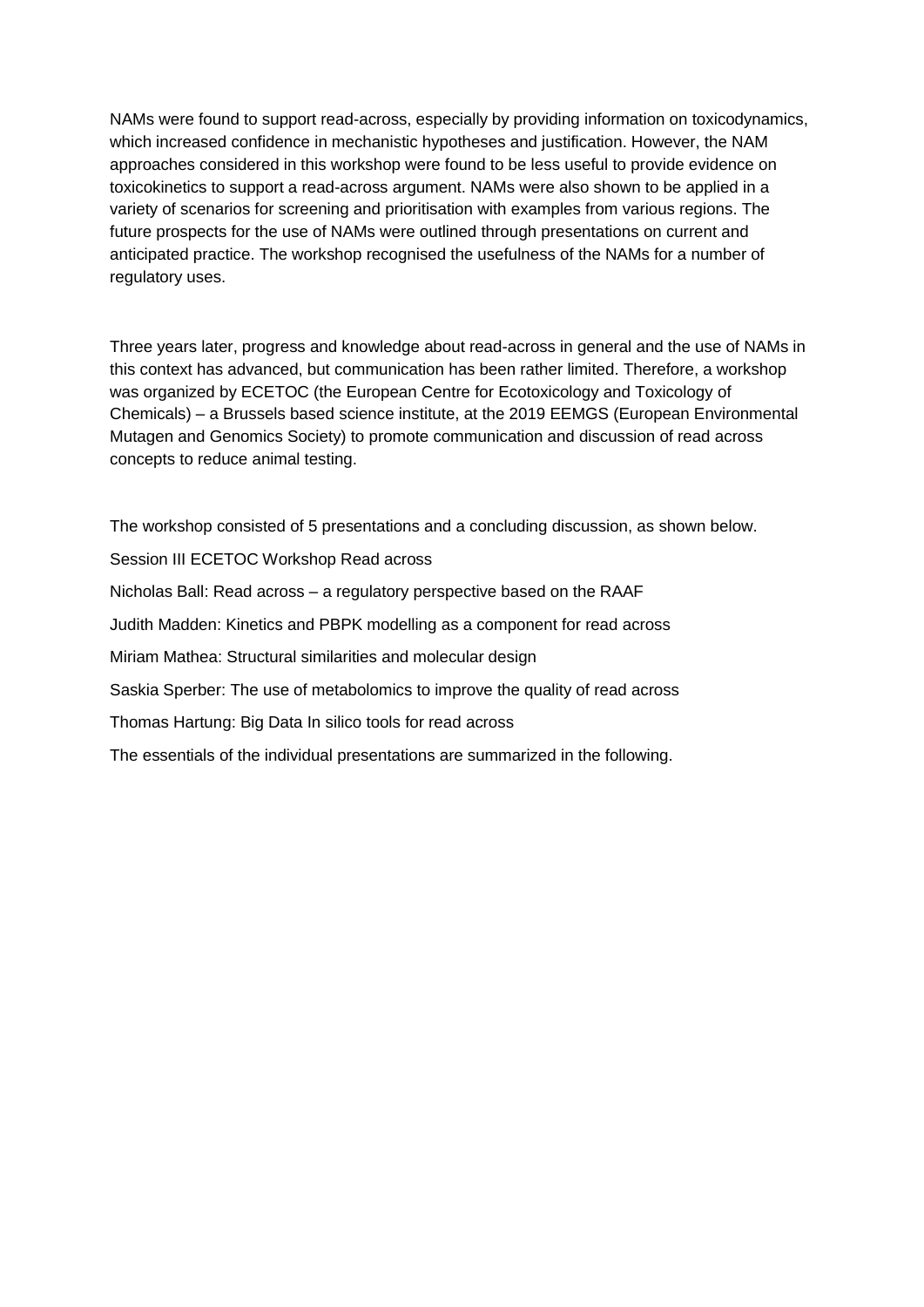NAMs were found to support read-across, especially by providing information on toxicodynamics, which increased confidence in mechanistic hypotheses and justification. However, the NAM approaches considered in this workshop were found to be less useful to provide evidence on toxicokinetics to support a read-across argument. NAMs were also shown to be applied in a variety of scenarios for screening and prioritisation with examples from various regions. The future prospects for the use of NAMs were outlined through presentations on current and anticipated practice. The workshop recognised the usefulness of the NAMs for a number of regulatory uses.

Three years later, progress and knowledge about read-across in general and the use of NAMs in this context has advanced, but communication has been rather limited. Therefore, a workshop was organized by ECETOC (the European Centre for Ecotoxicology and Toxicology of Chemicals) – a Brussels based science institute, at the 2019 EEMGS (European Environmental Mutagen and Genomics Society) to promote communication and discussion of read across concepts to reduce animal testing.

The workshop consisted of 5 presentations and a concluding discussion, as shown below.

Session III ECETOC Workshop Read across

Nicholas Ball: Read across – a regulatory perspective based on the RAAF

Judith Madden: Kinetics and PBPK modelling as a component for read across

Miriam Mathea: Structural similarities and molecular design

Saskia Sperber: The use of metabolomics to improve the quality of read across

Thomas Hartung: Big Data In silico tools for read across

The essentials of the individual presentations are summarized in the following.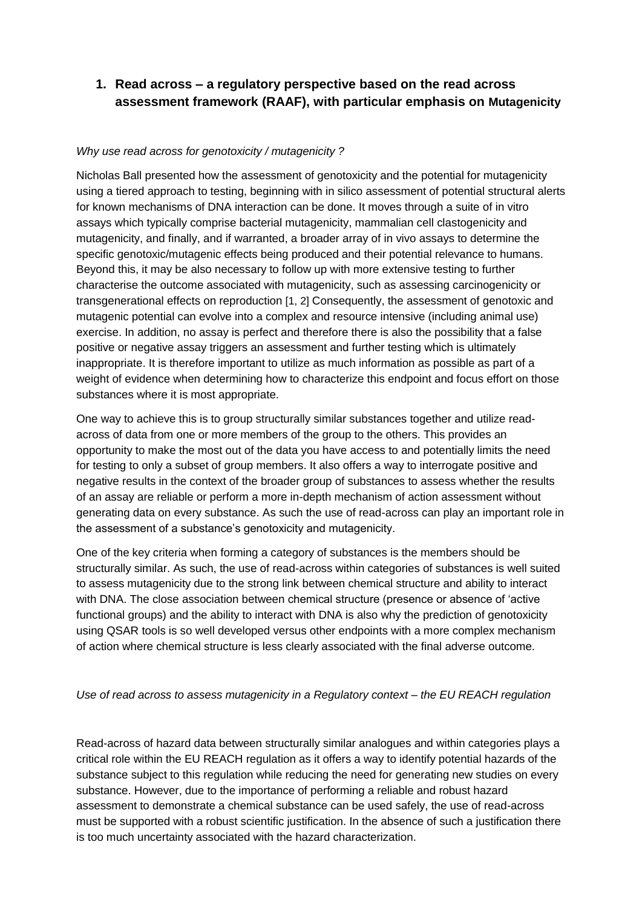# 1. Read across – a regulatory perspective based on the read across assessment framework (RAAF), with particular emphasis on Mutagenicity

*Why use read across for genotoxicity / mutagenicity ?*

Nicholas Ball presented how the assessment of genotoxicity and the potential for mutagenicity using a tiered approach to testing, beginning with in silico assessment of potential structural alerts for known mechanisms of DNA interaction can be done. It moves through a suite of in vitro assays which typically comprise bacterial mutagenicity, mammalian cell clastogenicity and mutagenicity, and finally, and if warranted, a broader array of in vivo assays to determine the specific genotoxic/mutagenic effects being produced and their potential relevance to humans. Beyond this, it may be also necessary to follow up with more extensive testing to further characterise the outcome associated with mutagenicity, such as assessing carcinogenicity or transgenerational effects on reproduction [1, 2] Consequently, the assessment of genotoxic and mutagenic potential can evolve into a complex and resource intensive (including animal use) exercise. In addition, no assay is perfect and therefore there is also the possibility that a false positive or negative assay triggers an assessment and further testing which is ultimately inappropriate. It is therefore important to utilize as much information as possible as part of a weight of evidence when determining how to characterize this endpoint and focus effort on those substances where it is most appropriate.

One way to achieve this is to group structurally similar substances together and utilize read-across of data from one or more members of the group to the others. This provides an opportunity to make the most out of the data you have access to and potentially limits the need for testing to only a subset of group members. It also offers a way to interrogate positive and negative results in the context of the broader group of substances to assess whether the results of an assay are reliable or perform a more in-depth mechanism of action assessment without generating data on every substance. As such the use of read-across can play an important role in the assessment of a substance's genotoxicity and mutagenicity.

One of the key criteria when forming a category of substances is the members should be structurally similar. As such, the use of read-across within categories of substances is well suited to assess mutagenicity due to the strong link between chemical structure and ability to interact with DNA. The close association between chemical structure (presence or absence of 'active functional groups) and the ability to interact with DNA is also why the prediction of genotoxicity using QSAR tools is so well developed versus other endpoints with a more complex mechanism of action where chemical structure is less clearly associated with the final adverse outcome.

*Use of read across to assess mutagenicity in a Regulatory context – the EU REACH regulation*

Read-across of hazard data between structurally similar analogues and within categories plays a critical role within the EU REACH regulation as it offers a way to identify potential hazards of the substance subject to this regulation while reducing the need for generating new studies on every substance. However, due to the importance of performing a reliable and robust hazard assessment to demonstrate a chemical substance can be used safely, the use of read-across must be supported with a robust scientific justification. In the absence of such a justification there is too much uncertainty associated with the hazard characterization.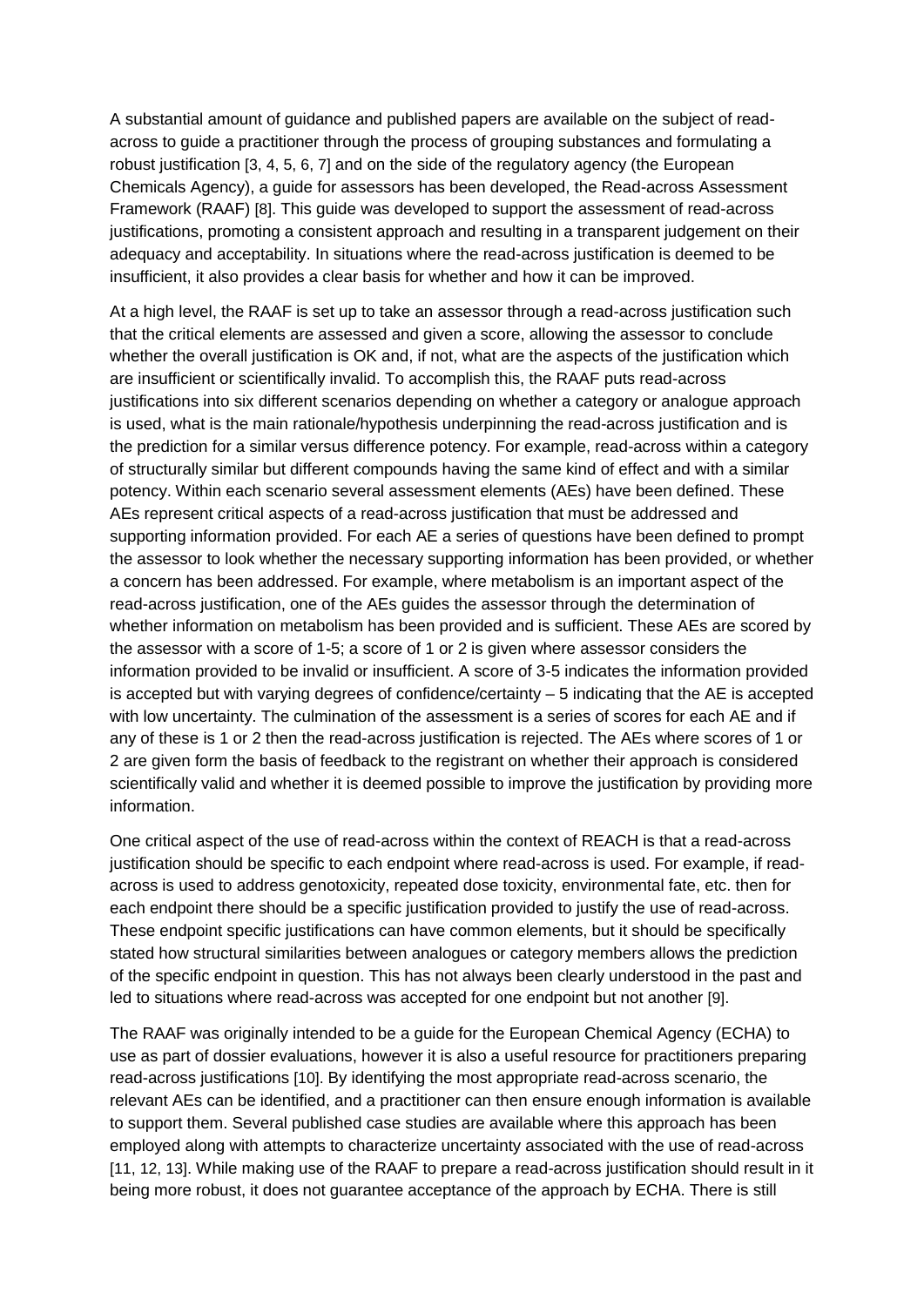A substantial amount of guidance and published papers are available on the subject of read-across to guide a practitioner through the process of grouping substances and formulating a robust justification [3, 4, 5, 6, 7] and on the side of the regulatory agency (the European Chemicals Agency), a guide for assessors has been developed, the Read-across Assessment Framework (RAAF) [8]. This guide was developed to support the assessment of read-across justifications, promoting a consistent approach and resulting in a transparent judgement on their adequacy and acceptability. In situations where the read-across justification is deemed to be insufficient, it also provides a clear basis for whether and how it can be improved.

At a high level, the RAAF is set up to take an assessor through a read-across justification such that the critical elements are assessed and given a score, allowing the assessor to conclude whether the overall justification is OK and, if not, what are the aspects of the justification which are insufficient or scientifically invalid. To accomplish this, the RAAF puts read-across justifications into six different scenarios depending on whether a category or analogue approach is used, what is the main rationale/hypothesis underpinning the read-across justification and is the prediction for a similar versus difference potency. For example, read-across within a category of structurally similar but different compounds having the same kind of effect and with a similar potency. Within each scenario several assessment elements (AEs) have been defined. These AEs represent critical aspects of a read-across justification that must be addressed and supporting information provided. For each AE a series of questions have been defined to prompt the assessor to look whether the necessary supporting information has been provided, or whether a concern has been addressed. For example, where metabolism is an important aspect of the read-across justification, one of the AEs guides the assessor through the determination of whether information on metabolism has been provided and is sufficient. These AEs are scored by the assessor with a score of 1-5; a score of 1 or 2 is given where assessor considers the information provided to be invalid or insufficient. A score of 3-5 indicates the information provided is accepted but with varying degrees of confidence/certainty – 5 indicating that the AE is accepted with low uncertainty. The culmination of the assessment is a series of scores for each AE and if any of these is 1 or 2 then the read-across justification is rejected. The AEs where scores of 1 or 2 are given form the basis of feedback to the registrant on whether their approach is considered scientifically valid and whether it is deemed possible to improve the justification by providing more information.

One critical aspect of the use of read-across within the context of REACH is that a read-across justification should be specific to each endpoint where read-across is used. For example, if read-across is used to address genotoxicity, repeated dose toxicity, environmental fate, etc. then for each endpoint there should be a specific justification provided to justify the use of read-across. These endpoint specific justifications can have common elements, but it should be specifically stated how structural similarities between analogues or category members allows the prediction of the specific endpoint in question. This has not always been clearly understood in the past and led to situations where read-across was accepted for one endpoint but not another [9].

The RAAF was originally intended to be a guide for the European Chemical Agency (ECHA) to use as part of dossier evaluations, however it is also a useful resource for practitioners preparing read-across justifications [10]. By identifying the most appropriate read-across scenario, the relevant AEs can be identified, and a practitioner can then ensure enough information is available to support them. Several published case studies are available where this approach has been employed along with attempts to characterize uncertainty associated with the use of read-across [11, 12, 13]. While making use of the RAAF to prepare a read-across justification should result in it being more robust, it does not guarantee acceptance of the approach by ECHA. There is still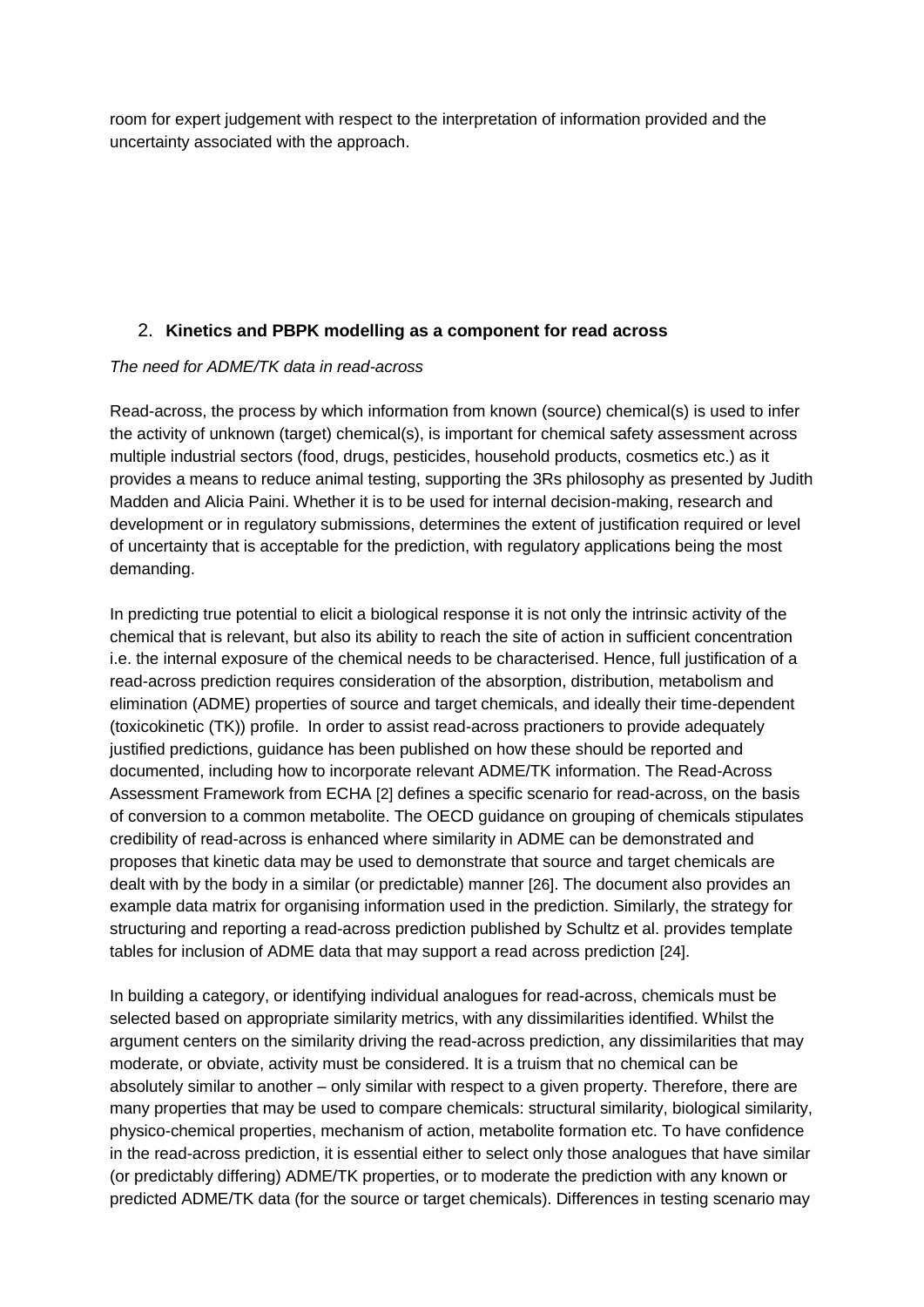room for expert judgement with respect to the interpretation of information provided and the uncertainty associated with the approach.

## 2. **Kinetics and PBPK modelling as a component for read across**

*The need for ADME/TK data in read-across*

Read-across, the process by which information from known (source) chemical(s) is used to infer the activity of unknown (target) chemical(s), is important for chemical safety assessment across multiple industrial sectors (food, drugs, pesticides, household products, cosmetics etc.) as it provides a means to reduce animal testing, supporting the 3Rs philosophy as presented by Judith Madden and Alicia Paini. Whether it is to be used for internal decision-making, research and development or in regulatory submissions, determines the extent of justification required or level of uncertainty that is acceptable for the prediction, with regulatory applications being the most demanding.

In predicting true potential to elicit a biological response it is not only the intrinsic activity of the chemical that is relevant, but also its ability to reach the site of action in sufficient concentration i.e. the internal exposure of the chemical needs to be characterised. Hence, full justification of a read-across prediction requires consideration of the absorption, distribution, metabolism and elimination (ADME) properties of source and target chemicals, and ideally their time-dependent (toxicokinetic (TK)) profile. In order to assist read-across practioners to provide adequately justified predictions, guidance has been published on how these should be reported and documented, including how to incorporate relevant ADME/TK information. The Read-Across Assessment Framework from ECHA [2] defines a specific scenario for read-across, on the basis of conversion to a common metabolite. The OECD guidance on grouping of chemicals stipulates credibility of read-across is enhanced where similarity in ADME can be demonstrated and proposes that kinetic data may be used to demonstrate that source and target chemicals are dealt with by the body in a similar (or predictable) manner [26]. The document also provides an example data matrix for organising information used in the prediction. Similarly, the strategy for structuring and reporting a read-across prediction published by Schultz et al. provides template tables for inclusion of ADME data that may support a read across prediction [24].

In building a category, or identifying individual analogues for read-across, chemicals must be selected based on appropriate similarity metrics, with any dissimilarities identified. Whilst the argument centers on the similarity driving the read-across prediction, any dissimilarities that may moderate, or obviate, activity must be considered. It is a truism that no chemical can be absolutely similar to another – only similar with respect to a given property. Therefore, there are many properties that may be used to compare chemicals: structural similarity, biological similarity, physico-chemical properties, mechanism of action, metabolite formation etc. To have confidence in the read-across prediction, it is essential either to select only those analogues that have similar (or predictably differing) ADME/TK properties, or to moderate the prediction with any known or predicted ADME/TK data (for the source or target chemicals). Differences in testing scenario may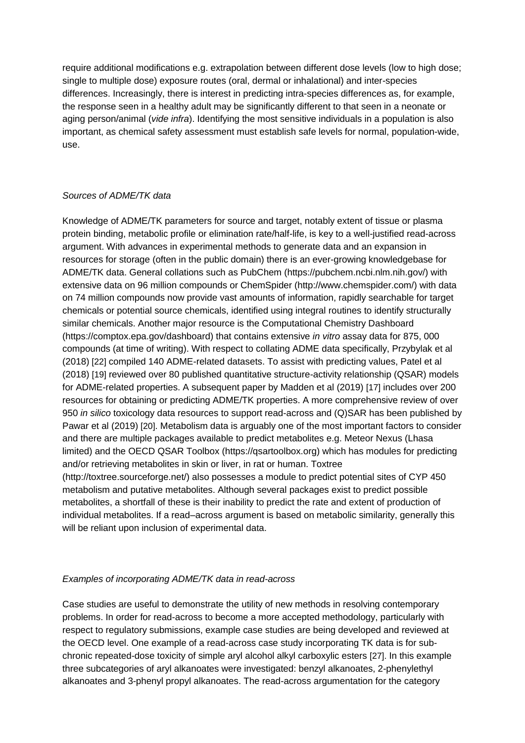require additional modifications e.g. extrapolation between different dose levels (low to high dose; single to multiple dose) exposure routes (oral, dermal or inhalational) and inter-species differences. Increasingly, there is interest in predicting intra-species differences as, for example, the response seen in a healthy adult may be significantly different to that seen in a neonate or aging person/animal (*vide infra*). Identifying the most sensitive individuals in a population is also important, as chemical safety assessment must establish safe levels for normal, population-wide, use.

*Sources of ADME/TK data*

Knowledge of ADME/TK parameters for source and target, notably extent of tissue or plasma protein binding, metabolic profile or elimination rate/half-life, is key to a well-justified read-across argument. With advances in experimental methods to generate data and an expansion in resources for storage (often in the public domain) there is an ever-growing knowledgebase for ADME/TK data. General collations such as PubChem (https://pubchem.ncbi.nlm.nih.gov/) with extensive data on 96 million compounds or ChemSpider (http://www.chemspider.com/) with data on 74 million compounds now provide vast amounts of information, rapidly searchable for target chemicals or potential source chemicals, identified using integral routines to identify structurally similar chemicals. Another major resource is the Computational Chemistry Dashboard (https://comptox.epa.gov/dashboard) that contains extensive *in vitro* assay data for 875, 000 compounds (at time of writing). With respect to collating ADME data specifically, Przybylak et al (2018) [22] compiled 140 ADME-related datasets. To assist with predicting values, Patel et al (2018) [19] reviewed over 80 published quantitative structure-activity relationship (QSAR) models for ADME-related properties. A subsequent paper by Madden et al (2019) [17] includes over 200 resources for obtaining or predicting ADME/TK properties. A more comprehensive review of over 950 *in silico* toxicology data resources to support read-across and (Q)SAR has been published by Pawar et al (2019) [20]. Metabolism data is arguably one of the most important factors to consider and there are multiple packages available to predict metabolites e.g. Meteor Nexus (Lhasa limited) and the OECD QSAR Toolbox (https://qsartoolbox.org) which has modules for predicting and/or retrieving metabolites in skin or liver, in rat or human. Toxtree (http://toxtree.sourceforge.net/) also possesses a module to predict potential sites of CYP 450 metabolism and putative metabolites. Although several packages exist to predict possible metabolites, a shortfall of these is their inability to predict the rate and extent of production of individual metabolites. If a read–across argument is based on metabolic similarity, generally this will be reliant upon inclusion of experimental data.

*Examples of incorporating ADME/TK data in read-across*

Case studies are useful to demonstrate the utility of new methods in resolving contemporary problems. In order for read-across to become a more accepted methodology, particularly with respect to regulatory submissions, example case studies are being developed and reviewed at the OECD level. One example of a read-across case study incorporating TK data is for sub-chronic repeated-dose toxicity of simple aryl alcohol alkyl carboxylic esters [27]. In this example three subcategories of aryl alkanoates were investigated: benzyl alkanoates, 2-phenylethyl alkanoates and 3-phenyl propyl alkanoates. The read-across argumentation for the category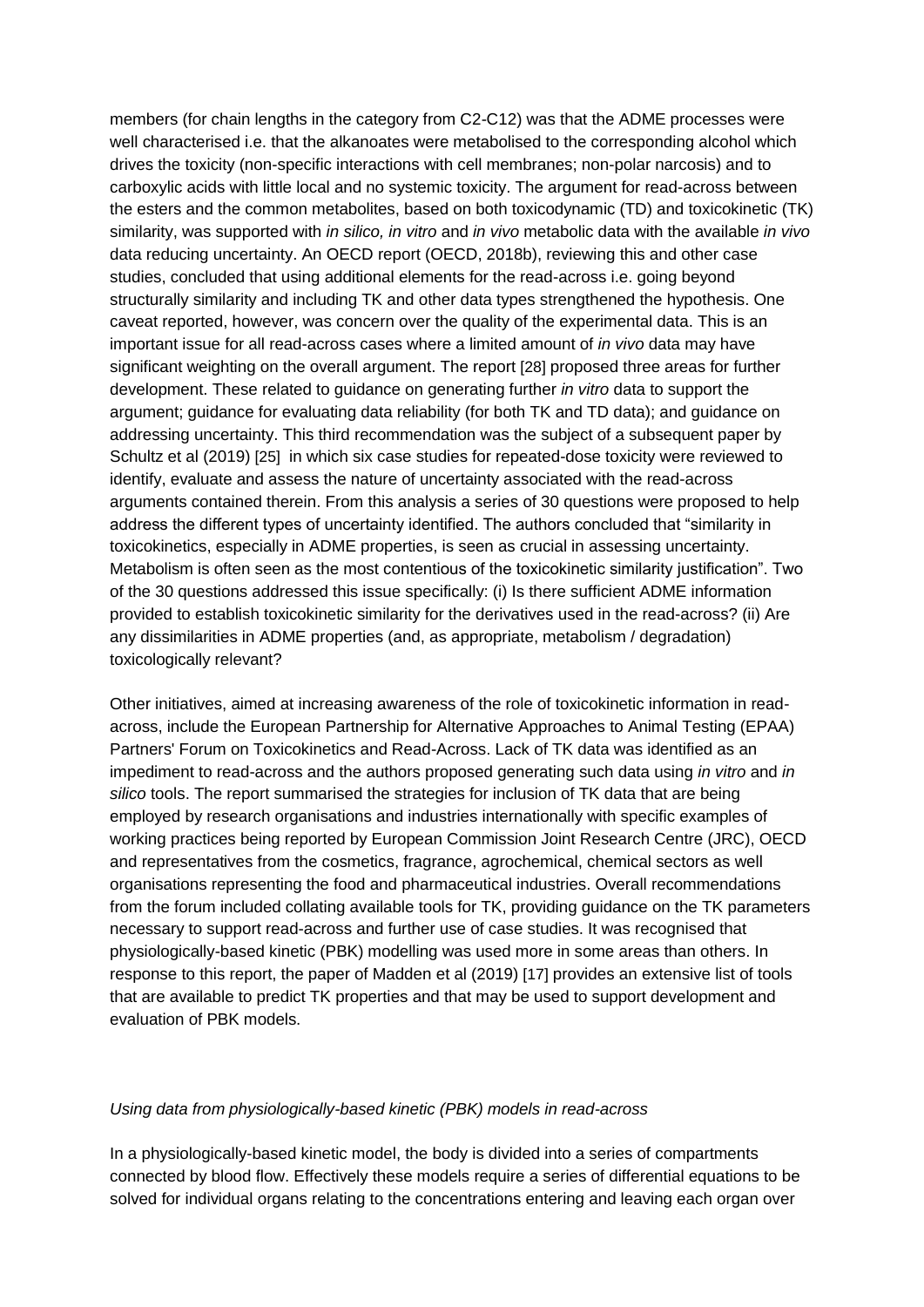members (for chain lengths in the category from C2-C12) was that the ADME processes were well characterised i.e. that the alkanoates were metabolised to the corresponding alcohol which drives the toxicity (non-specific interactions with cell membranes; non-polar narcosis) and to carboxylic acids with little local and no systemic toxicity. The argument for read-across between the esters and the common metabolites, based on both toxicodynamic (TD) and toxicokinetic (TK) similarity, was supported with *in silico, in vitro* and *in vivo* metabolic data with the available *in vivo* data reducing uncertainty. An OECD report (OECD, 2018b), reviewing this and other case studies, concluded that using additional elements for the read-across i.e. going beyond structurally similarity and including TK and other data types strengthened the hypothesis. One caveat reported, however, was concern over the quality of the experimental data. This is an important issue for all read-across cases where a limited amount of *in vivo* data may have significant weighting on the overall argument. The report [28] proposed three areas for further development. These related to guidance on generating further *in vitro* data to support the argument; guidance for evaluating data reliability (for both TK and TD data); and guidance on addressing uncertainty. This third recommendation was the subject of a subsequent paper by Schultz et al (2019) [25] in which six case studies for repeated-dose toxicity were reviewed to identify, evaluate and assess the nature of uncertainty associated with the read-across arguments contained therein. From this analysis a series of 30 questions were proposed to help address the different types of uncertainty identified. The authors concluded that "similarity in toxicokinetics, especially in ADME properties, is seen as crucial in assessing uncertainty. Metabolism is often seen as the most contentious of the toxicokinetic similarity justification". Two of the 30 questions addressed this issue specifically: (i) Is there sufficient ADME information provided to establish toxicokinetic similarity for the derivatives used in the read-across? (ii) Are any dissimilarities in ADME properties (and, as appropriate, metabolism / degradation) toxicologically relevant?

Other initiatives, aimed at increasing awareness of the role of toxicokinetic information in read-across, include the European Partnership for Alternative Approaches to Animal Testing (EPAA) Partners' Forum on Toxicokinetics and Read-Across. Lack of TK data was identified as an impediment to read-across and the authors proposed generating such data using *in vitro* and *in silico* tools. The report summarised the strategies for inclusion of TK data that are being employed by research organisations and industries internationally with specific examples of working practices being reported by European Commission Joint Research Centre (JRC), OECD and representatives from the cosmetics, fragrance, agrochemical, chemical sectors as well organisations representing the food and pharmaceutical industries. Overall recommendations from the forum included collating available tools for TK, providing guidance on the TK parameters necessary to support read-across and further use of case studies. It was recognised that physiologically-based kinetic (PBK) modelling was used more in some areas than others. In response to this report, the paper of Madden et al (2019) [17] provides an extensive list of tools that are available to predict TK properties and that may be used to support development and evaluation of PBK models.

*Using data from physiologically-based kinetic (PBK) models in read-across*

In a physiologically-based kinetic model, the body is divided into a series of compartments connected by blood flow. Effectively these models require a series of differential equations to be solved for individual organs relating to the concentrations entering and leaving each organ over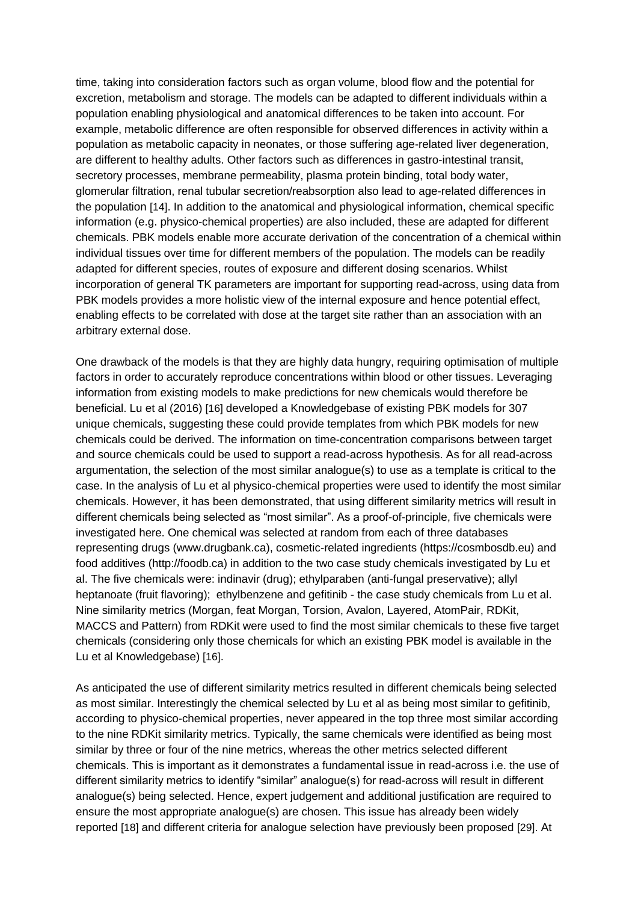time, taking into consideration factors such as organ volume, blood flow and the potential for excretion, metabolism and storage. The models can be adapted to different individuals within a population enabling physiological and anatomical differences to be taken into account. For example, metabolic difference are often responsible for observed differences in activity within a population as metabolic capacity in neonates, or those suffering age-related liver degeneration, are different to healthy adults. Other factors such as differences in gastro-intestinal transit, secretory processes, membrane permeability, plasma protein binding, total body water, glomerular filtration, renal tubular secretion/reabsorption also lead to age-related differences in the population [14]. In addition to the anatomical and physiological information, chemical specific information (e.g. physico-chemical properties) are also included, these are adapted for different chemicals. PBK models enable more accurate derivation of the concentration of a chemical within individual tissues over time for different members of the population. The models can be readily adapted for different species, routes of exposure and different dosing scenarios. Whilst incorporation of general TK parameters are important for supporting read-across, using data from PBK models provides a more holistic view of the internal exposure and hence potential effect, enabling effects to be correlated with dose at the target site rather than an association with an arbitrary external dose.

One drawback of the models is that they are highly data hungry, requiring optimisation of multiple factors in order to accurately reproduce concentrations within blood or other tissues. Leveraging information from existing models to make predictions for new chemicals would therefore be beneficial. Lu et al (2016) [16] developed a Knowledgebase of existing PBK models for 307 unique chemicals, suggesting these could provide templates from which PBK models for new chemicals could be derived. The information on time-concentration comparisons between target and source chemicals could be used to support a read-across hypothesis. As for all read-across argumentation, the selection of the most similar analogue(s) to use as a template is critical to the case. In the analysis of Lu et al physico-chemical properties were used to identify the most similar chemicals. However, it has been demonstrated, that using different similarity metrics will result in different chemicals being selected as "most similar". As a proof-of-principle, five chemicals were investigated here. One chemical was selected at random from each of three databases representing drugs (www.drugbank.ca), cosmetic-related ingredients (https://cosmbosdb.eu) and food additives (http://foodb.ca) in addition to the two case study chemicals investigated by Lu et al. The five chemicals were: indinavir (drug); ethylparaben (anti-fungal preservative); allyl heptanoate (fruit flavoring); ethylbenzene and gefitinib - the case study chemicals from Lu et al. Nine similarity metrics (Morgan, feat Morgan, Torsion, Avalon, Layered, AtomPair, RDKit, MACCS and Pattern) from RDKit were used to find the most similar chemicals to these five target chemicals (considering only those chemicals for which an existing PBK model is available in the Lu et al Knowledgebase) [16].

As anticipated the use of different similarity metrics resulted in different chemicals being selected as most similar. Interestingly the chemical selected by Lu et al as being most similar to gefitinib, according to physico-chemical properties, never appeared in the top three most similar according to the nine RDKit similarity metrics. Typically, the same chemicals were identified as being most similar by three or four of the nine metrics, whereas the other metrics selected different chemicals. This is important as it demonstrates a fundamental issue in read-across i.e. the use of different similarity metrics to identify "similar" analogue(s) for read-across will result in different analogue(s) being selected. Hence, expert judgement and additional justification are required to ensure the most appropriate analogue(s) are chosen. This issue has already been widely reported [18] and different criteria for analogue selection have previously been proposed [29]. At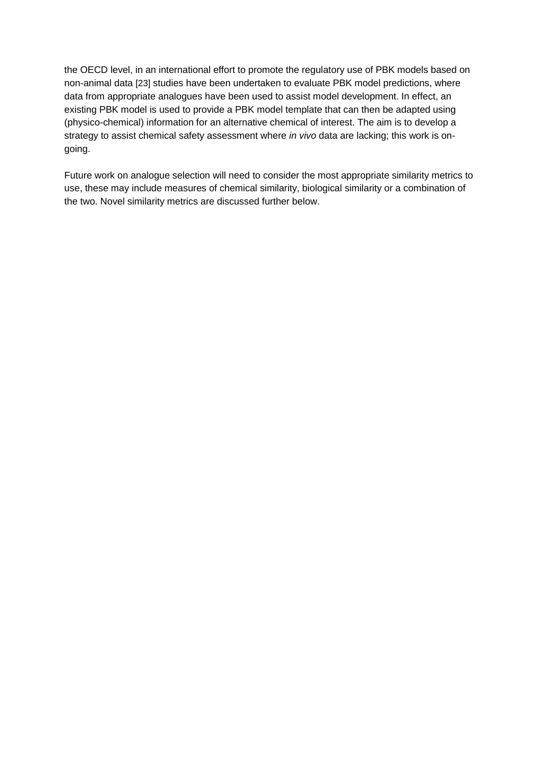the OECD level, in an international effort to promote the regulatory use of PBK models based on non-animal data [23] studies have been undertaken to evaluate PBK model predictions, where data from appropriate analogues have been used to assist model development. In effect, an existing PBK model is used to provide a PBK model template that can then be adapted using (physico-chemical) information for an alternative chemical of interest. The aim is to develop a strategy to assist chemical safety assessment where *in vivo* data are lacking; this work is on-going.

Future work on analogue selection will need to consider the most appropriate similarity metrics to use, these may include measures of chemical similarity, biological similarity or a combination of the two. Novel similarity metrics are discussed further below.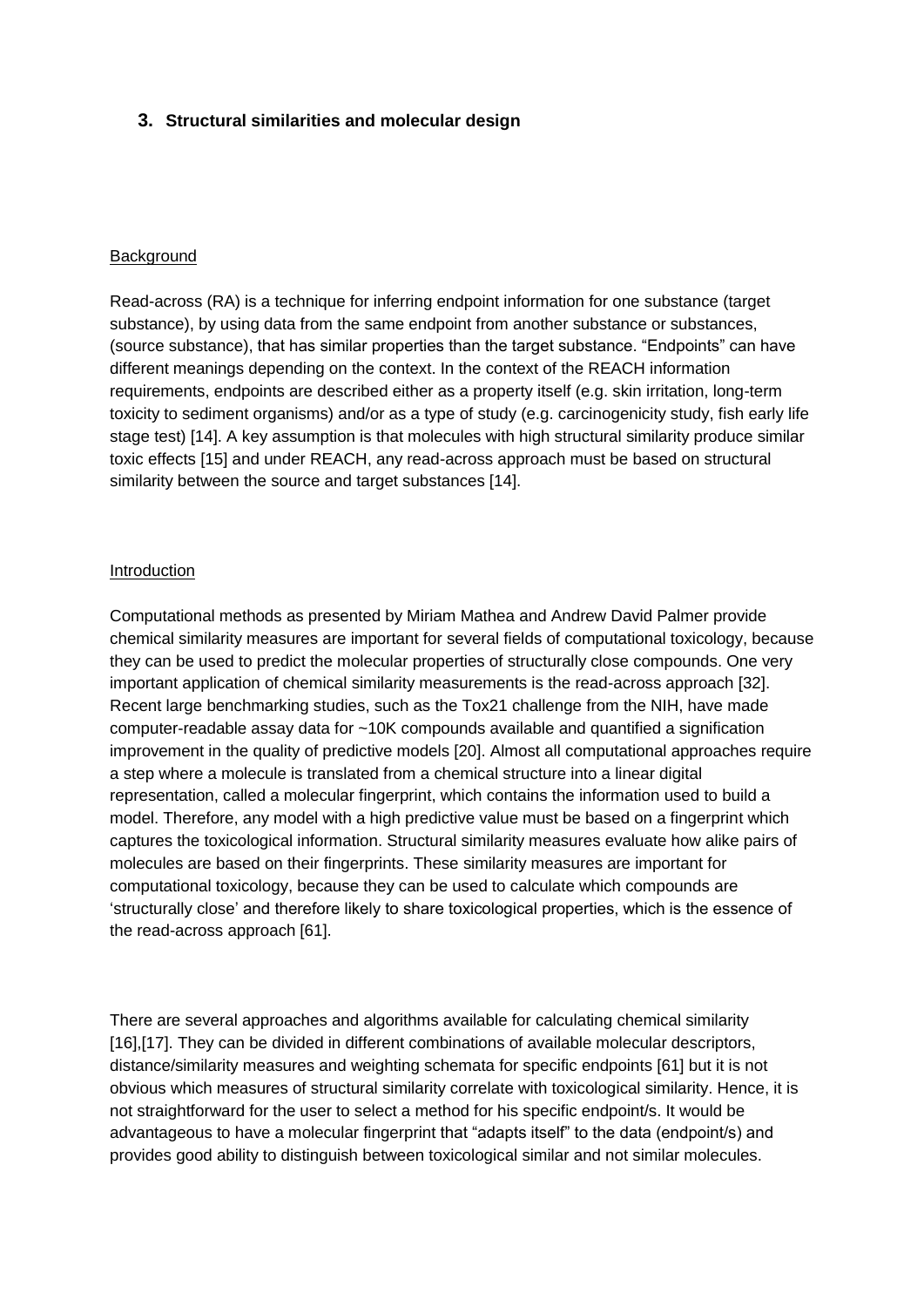## 3. Structural similarities and molecular design

Background

Read-across (RA) is a technique for inferring endpoint information for one substance (target substance), by using data from the same endpoint from another substance or substances, (source substance), that has similar properties than the target substance. “Endpoints” can have different meanings depending on the context. In the context of the REACH information requirements, endpoints are described either as a property itself (e.g. skin irritation, long-term toxicity to sediment organisms) and/or as a type of study (e.g. carcinogenicity study, fish early life stage test) [14]. A key assumption is that molecules with high structural similarity produce similar toxic effects [15] and under REACH, any read-across approach must be based on structural similarity between the source and target substances [14].

Introduction

Computational methods as presented by Miriam Mathea and Andrew David Palmer provide chemical similarity measures are important for several fields of computational toxicology, because they can be used to predict the molecular properties of structurally close compounds. One very important application of chemical similarity measurements is the read-across approach [32]. Recent large benchmarking studies, such as the Tox21 challenge from the NIH, have made computer-readable assay data for ~10K compounds available and quantified a signification improvement in the quality of predictive models [20]. Almost all computational approaches require a step where a molecule is translated from a chemical structure into a linear digital representation, called a molecular fingerprint, which contains the information used to build a model. Therefore, any model with a high predictive value must be based on a fingerprint which captures the toxicological information. Structural similarity measures evaluate how alike pairs of molecules are based on their fingerprints. These similarity measures are important for computational toxicology, because they can be used to calculate which compounds are ‘structurally close’ and therefore likely to share toxicological properties, which is the essence of the read-across approach [61].

There are several approaches and algorithms available for calculating chemical similarity [16],[17]. They can be divided in different combinations of available molecular descriptors, distance/similarity measures and weighting schemata for specific endpoints [61] but it is not obvious which measures of structural similarity correlate with toxicological similarity. Hence, it is not straightforward for the user to select a method for his specific endpoint/s. It would be advantageous to have a molecular fingerprint that “adapts itself” to the data (endpoint/s) and provides good ability to distinguish between toxicological similar and not similar molecules.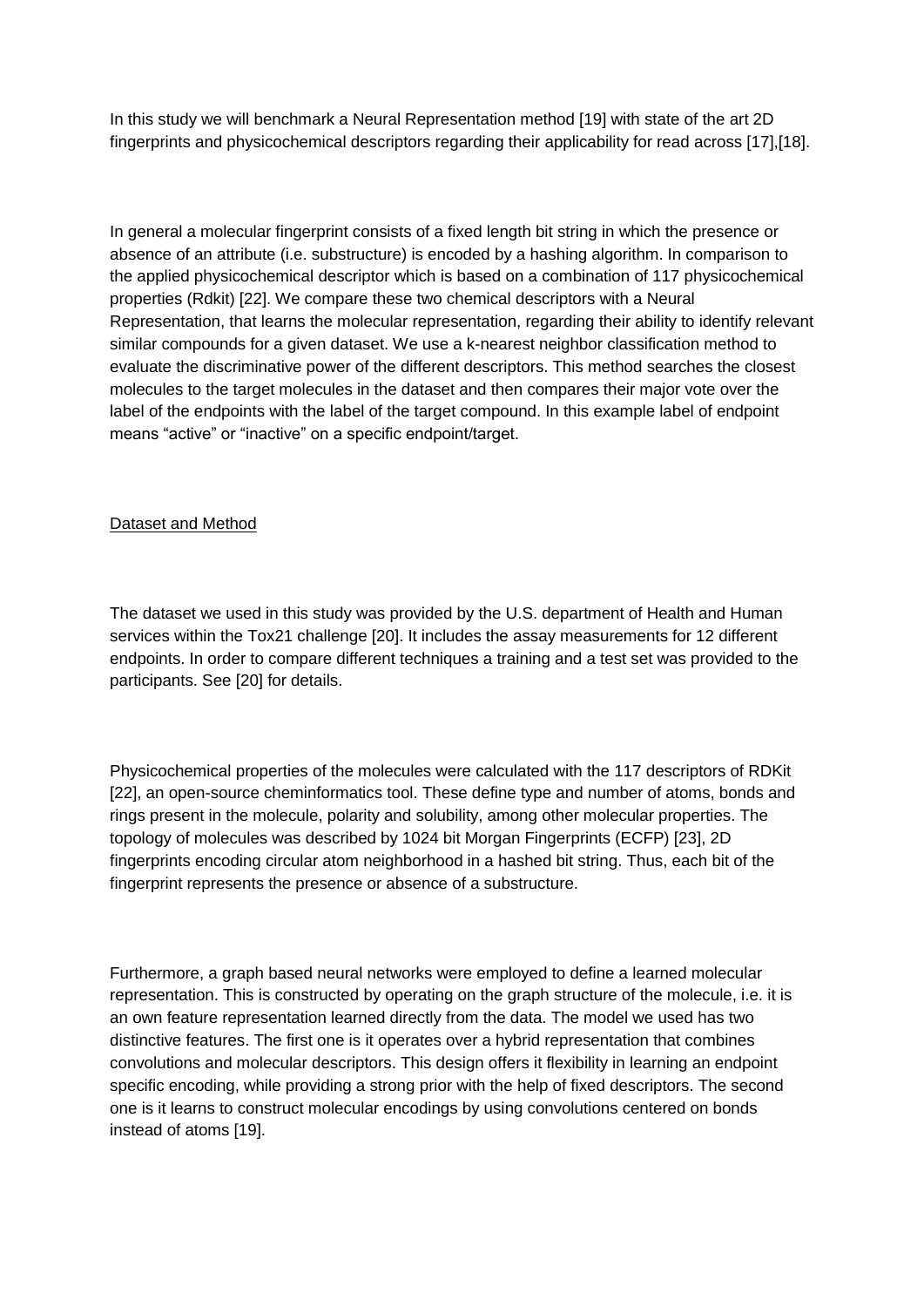In this study we will benchmark a Neural Representation method [19] with state of the art 2D fingerprints and physicochemical descriptors regarding their applicability for read across [17],[18].

In general a molecular fingerprint consists of a fixed length bit string in which the presence or absence of an attribute (i.e. substructure) is encoded by a hashing algorithm. In comparison to the applied physicochemical descriptor which is based on a combination of 117 physicochemical properties (Rdkit) [22]. We compare these two chemical descriptors with a Neural Representation, that learns the molecular representation, regarding their ability to identify relevant similar compounds for a given dataset. We use a k-nearest neighbor classification method to evaluate the discriminative power of the different descriptors. This method searches the closest molecules to the target molecules in the dataset and then compares their major vote over the label of the endpoints with the label of the target compound. In this example label of endpoint means "active" or "inactive" on a specific endpoint/target.

<u>Dataset and Method</u>

The dataset we used in this study was provided by the U.S. department of Health and Human services within the Tox21 challenge [20]. It includes the assay measurements for 12 different endpoints. In order to compare different techniques a training and a test set was provided to the participants. See [20] for details.

Physicochemical properties of the molecules were calculated with the 117 descriptors of RDKit [22], an open-source cheminformatics tool. These define type and number of atoms, bonds and rings present in the molecule, polarity and solubility, among other molecular properties. The topology of molecules was described by 1024 bit Morgan Fingerprints (ECFP) [23], 2D fingerprints encoding circular atom neighborhood in a hashed bit string. Thus, each bit of the fingerprint represents the presence or absence of a substructure.

Furthermore, a graph based neural networks were employed to define a learned molecular representation. This is constructed by operating on the graph structure of the molecule, i.e. it is an own feature representation learned directly from the data. The model we used has two distinctive features. The first one is it operates over a hybrid representation that combines convolutions and molecular descriptors. This design offers it flexibility in learning an endpoint specific encoding, while providing a strong prior with the help of fixed descriptors. The second one is it learns to construct molecular encodings by using convolutions centered on bonds instead of atoms [19].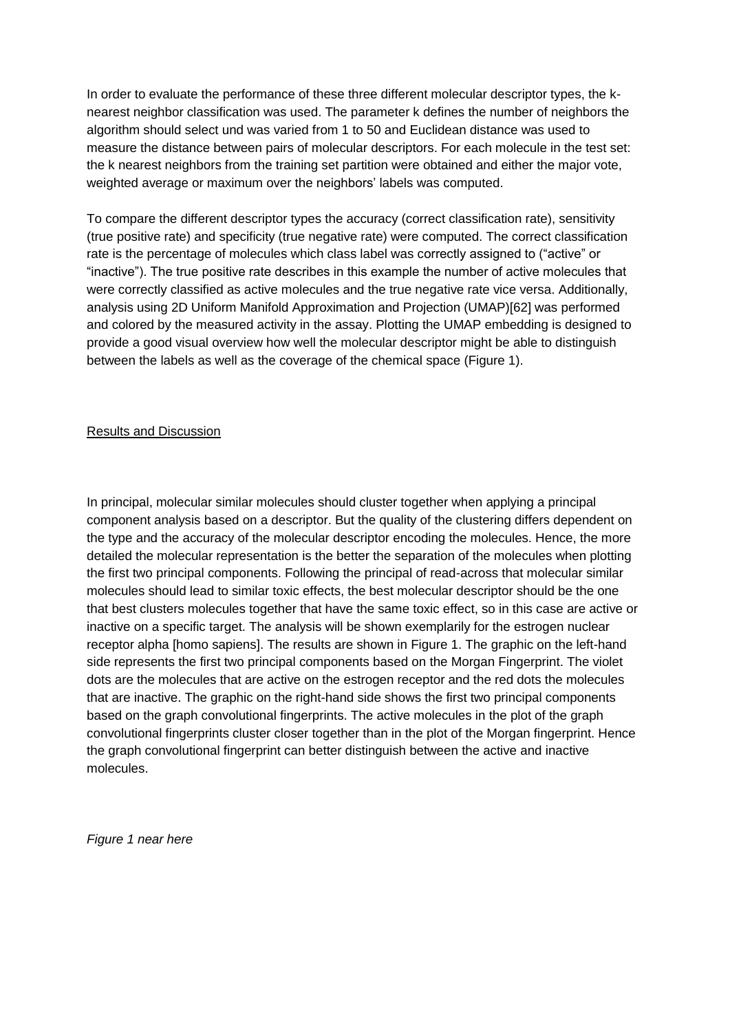In order to evaluate the performance of these three different molecular descriptor types, the k-nearest neighbor classification was used. The parameter k defines the number of neighbors the algorithm should select und was varied from 1 to 50 and Euclidean distance was used to measure the distance between pairs of molecular descriptors. For each molecule in the test set: the k nearest neighbors from the training set partition were obtained and either the major vote, weighted average or maximum over the neighbors' labels was computed.

To compare the different descriptor types the accuracy (correct classification rate), sensitivity (true positive rate) and specificity (true negative rate) were computed. The correct classification rate is the percentage of molecules which class label was correctly assigned to ("active" or "inactive"). The true positive rate describes in this example the number of active molecules that were correctly classified as active molecules and the true negative rate vice versa. Additionally, analysis using 2D Uniform Manifold Approximation and Projection (UMAP)[62] was performed and colored by the measured activity in the assay. Plotting the UMAP embedding is designed to provide a good visual overview how well the molecular descriptor might be able to distinguish between the labels as well as the coverage of the chemical space (Figure 1).

## Results and Discussion

In principal, molecular similar molecules should cluster together when applying a principal component analysis based on a descriptor. But the quality of the clustering differs dependent on the type and the accuracy of the molecular descriptor encoding the molecules. Hence, the more detailed the molecular representation is the better the separation of the molecules when plotting the first two principal components. Following the principal of read-across that molecular similar molecules should lead to similar toxic effects, the best molecular descriptor should be the one that best clusters molecules together that have the same toxic effect, so in this case are active or inactive on a specific target. The analysis will be shown exemplarily for the estrogen nuclear receptor alpha [homo sapiens]. The results are shown in Figure 1. The graphic on the left-hand side represents the first two principal components based on the Morgan Fingerprint. The violet dots are the molecules that are active on the estrogen receptor and the red dots the molecules that are inactive. The graphic on the right-hand side shows the first two principal components based on the graph convolutional fingerprints. The active molecules in the plot of the graph convolutional fingerprints cluster closer together than in the plot of the Morgan fingerprint. Hence the graph convolutional fingerprint can better distinguish between the active and inactive molecules.

*Figure 1 near here*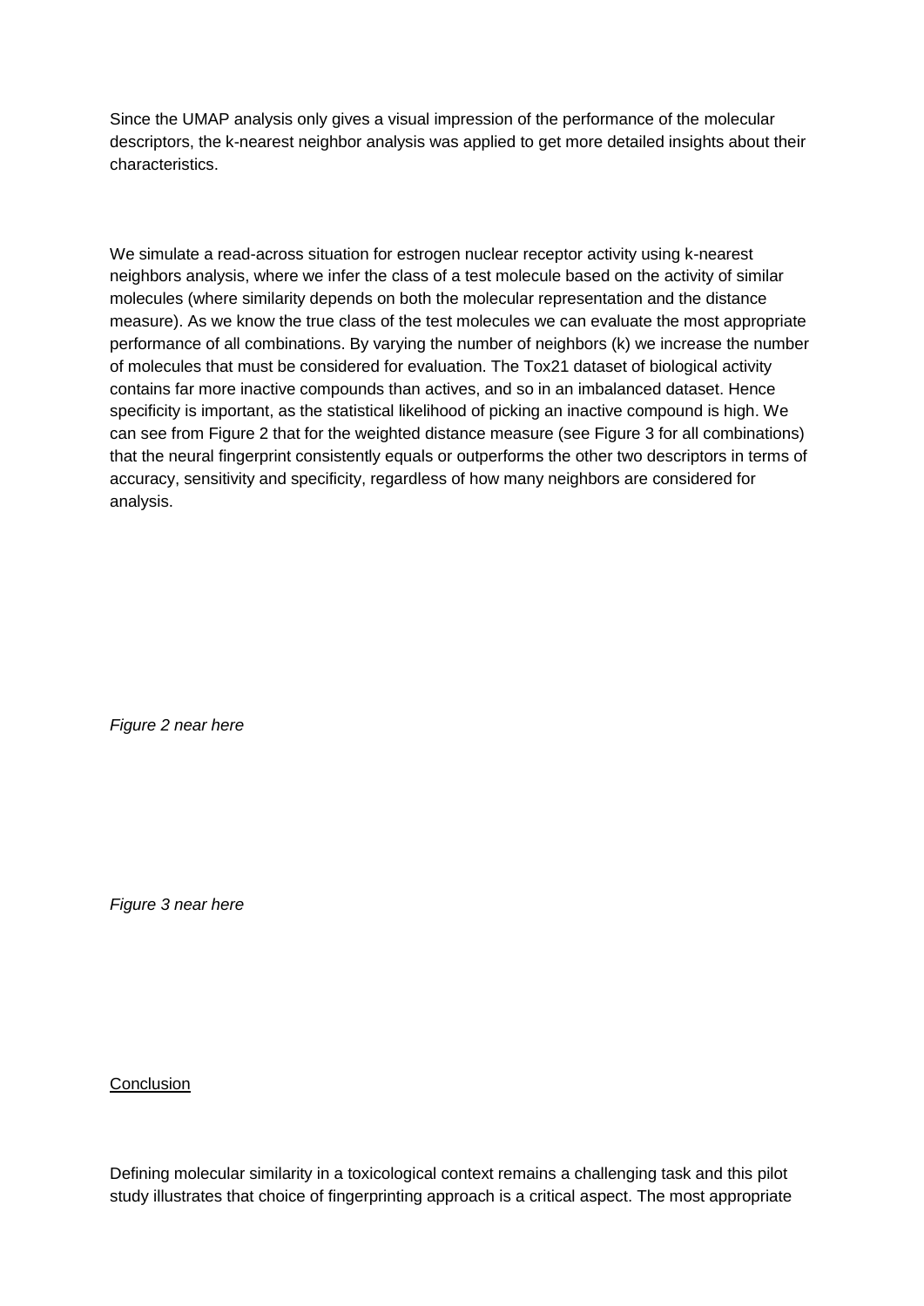Since the UMAP analysis only gives a visual impression of the performance of the molecular descriptors, the k-nearest neighbor analysis was applied to get more detailed insights about their characteristics.

We simulate a read-across situation for estrogen nuclear receptor activity using k-nearest neighbors analysis, where we infer the class of a test molecule based on the activity of similar molecules (where similarity depends on both the molecular representation and the distance measure). As we know the true class of the test molecules we can evaluate the most appropriate performance of all combinations. By varying the number of neighbors (k) we increase the number of molecules that must be considered for evaluation. The Tox21 dataset of biological activity contains far more inactive compounds than actives, and so in an imbalanced dataset. Hence specificity is important, as the statistical likelihood of picking an inactive compound is high. We can see from Figure 2 that for the weighted distance measure (see Figure 3 for all combinations) that the neural fingerprint consistently equals or outperforms the other two descriptors in terms of accuracy, sensitivity and specificity, regardless of how many neighbors are considered for analysis.

*Figure 2 near here*

*Figure 3 near here*

## Conclusion

Defining molecular similarity in a toxicological context remains a challenging task and this pilot study illustrates that choice of fingerprinting approach is a critical aspect. The most appropriate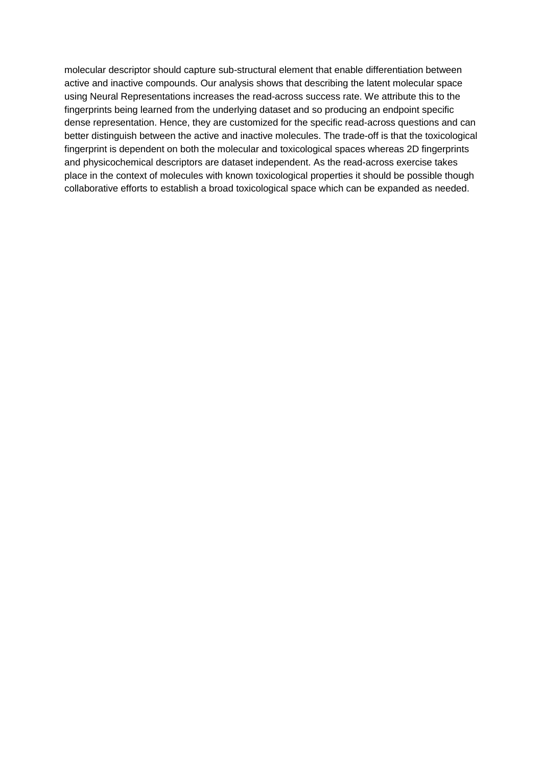molecular descriptor should capture sub-structural element that enable differentiation between active and inactive compounds. Our analysis shows that describing the latent molecular space using Neural Representations increases the read-across success rate. We attribute this to the fingerprints being learned from the underlying dataset and so producing an endpoint specific dense representation. Hence, they are customized for the specific read-across questions and can better distinguish between the active and inactive molecules. The trade-off is that the toxicological fingerprint is dependent on both the molecular and toxicological spaces whereas 2D fingerprints and physicochemical descriptors are dataset independent. As the read-across exercise takes place in the context of molecules with known toxicological properties it should be possible though collaborative efforts to establish a broad toxicological space which can be expanded as needed.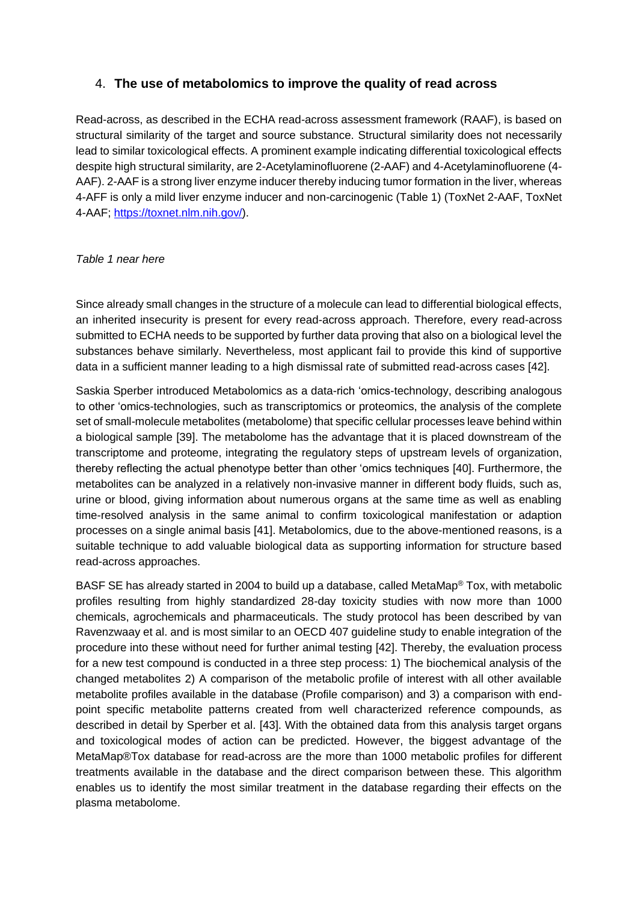## 4. **The use of metabolomics to improve the quality of read across**

Read-across, as described in the ECHA read-across assessment framework (RAAF), is based on structural similarity of the target and source substance. Structural similarity does not necessarily lead to similar toxicological effects. A prominent example indicating differential toxicological effects despite high structural similarity, are 2-Acetylaminofluorene (2-AAF) and 4-Acetylaminofluorene (4-AAF). 2-AAF is a strong liver enzyme inducer thereby inducing tumor formation in the liver, whereas 4-AFF is only a mild liver enzyme inducer and non-carcinogenic (Table 1) (ToxNet 2-AAF, ToxNet 4-AAF; https://toxnet.nlm.nih.gov/).

*Table 1 near here*

Since already small changes in the structure of a molecule can lead to differential biological effects, an inherited insecurity is present for every read-across approach. Therefore, every read-across submitted to ECHA needs to be supported by further data proving that also on a biological level the substances behave similarly. Nevertheless, most applicant fail to provide this kind of supportive data in a sufficient manner leading to a high dismissal rate of submitted read-across cases [42].

Saskia Sperber introduced Metabolomics as a data-rich 'omics-technology, describing analogous to other 'omics-technologies, such as transcriptomics or proteomics, the analysis of the complete set of small-molecule metabolites (metabolome) that specific cellular processes leave behind within a biological sample [39]. The metabolome has the advantage that it is placed downstream of the transcriptome and proteome, integrating the regulatory steps of upstream levels of organization, thereby reflecting the actual phenotype better than other 'omics techniques [40]. Furthermore, the metabolites can be analyzed in a relatively non-invasive manner in different body fluids, such as, urine or blood, giving information about numerous organs at the same time as well as enabling time-resolved analysis in the same animal to confirm toxicological manifestation or adaption processes on a single animal basis [41]. Metabolomics, due to the above-mentioned reasons, is a suitable technique to add valuable biological data as supporting information for structure based read-across approaches.

BASF SE has already started in 2004 to build up a database, called MetaMap® Tox, with metabolic profiles resulting from highly standardized 28-day toxicity studies with now more than 1000 chemicals, agrochemicals and pharmaceuticals. The study protocol has been described by van Ravenzwaay et al. and is most similar to an OECD 407 guideline study to enable integration of the procedure into these without need for further animal testing [42]. Thereby, the evaluation process for a new test compound is conducted in a three step process: 1) The biochemical analysis of the changed metabolites 2) A comparison of the metabolic profile of interest with all other available metabolite profiles available in the database (Profile comparison) and 3) a comparison with end-point specific metabolite patterns created from well characterized reference compounds, as described in detail by Sperber et al. [43]. With the obtained data from this analysis target organs and toxicological modes of action can be predicted. However, the biggest advantage of the MetaMap®Tox database for read-across are the more than 1000 metabolic profiles for different treatments available in the database and the direct comparison between these. This algorithm enables us to identify the most similar treatment in the database regarding their effects on the plasma metabolome.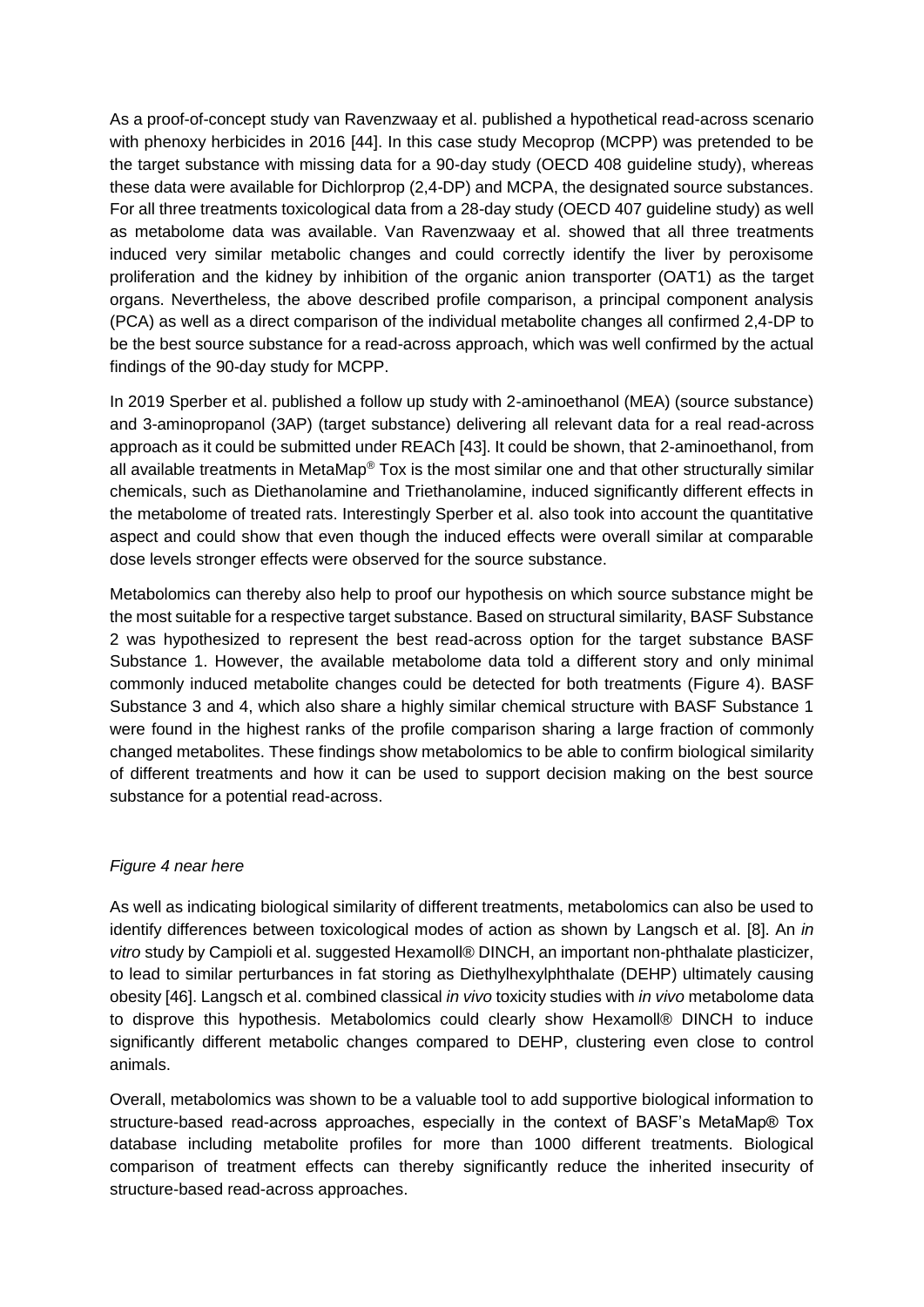As a proof-of-concept study van Ravenzwaay et al. published a hypothetical read-across scenario with phenoxy herbicides in 2016 [44]. In this case study Mecoprop (MCPP) was pretended to be the target substance with missing data for a 90-day study (OECD 408 guideline study), whereas these data were available for Dichlorprop (2,4-DP) and MCPA, the designated source substances. For all three treatments toxicological data from a 28-day study (OECD 407 guideline study) as well as metabolome data was available. Van Ravenzwaay et al. showed that all three treatments induced very similar metabolic changes and could correctly identify the liver by peroxisome proliferation and the kidney by inhibition of the organic anion transporter (OAT1) as the target organs. Nevertheless, the above described profile comparison, a principal component analysis (PCA) as well as a direct comparison of the individual metabolite changes all confirmed 2,4-DP to be the best source substance for a read-across approach, which was well confirmed by the actual findings of the 90-day study for MCPP.

In 2019 Sperber et al. published a follow up study with 2-aminoethanol (MEA) (source substance) and 3-aminopropanol (3AP) (target substance) delivering all relevant data for a real read-across approach as it could be submitted under REACh [43]. It could be shown, that 2-aminoethanol, from all available treatments in MetaMap® Tox is the most similar one and that other structurally similar chemicals, such as Diethanolamine and Triethanolamine, induced significantly different effects in the metabolome of treated rats. Interestingly Sperber et al. also took into account the quantitative aspect and could show that even though the induced effects were overall similar at comparable dose levels stronger effects were observed for the source substance.

Metabolomics can thereby also help to proof our hypothesis on which source substance might be the most suitable for a respective target substance. Based on structural similarity, BASF Substance 2 was hypothesized to represent the best read-across option for the target substance BASF Substance 1. However, the available metabolome data told a different story and only minimal commonly induced metabolite changes could be detected for both treatments (Figure 4). BASF Substance 3 and 4, which also share a highly similar chemical structure with BASF Substance 1 were found in the highest ranks of the profile comparison sharing a large fraction of commonly changed metabolites. These findings show metabolomics to be able to confirm biological similarity of different treatments and how it can be used to support decision making on the best source substance for a potential read-across.

*Figure 4 near here*

As well as indicating biological similarity of different treatments, metabolomics can also be used to identify differences between toxicological modes of action as shown by Langsch et al. [8]. An *in vitro* study by Campioli et al. suggested Hexamoll® DINCH, an important non-phthalate plasticizer, to lead to similar perturbances in fat storing as Diethylhexylphthalate (DEHP) ultimately causing obesity [46]. Langsch et al. combined classical *in vivo* toxicity studies with *in vivo* metabolome data to disprove this hypothesis. Metabolomics could clearly show Hexamoll® DINCH to induce significantly different metabolic changes compared to DEHP, clustering even close to control animals.

Overall, metabolomics was shown to be a valuable tool to add supportive biological information to structure-based read-across approaches, especially in the context of BASF's MetaMap® Tox database including metabolite profiles for more than 1000 different treatments. Biological comparison of treatment effects can thereby significantly reduce the inherited insecurity of structure-based read-across approaches.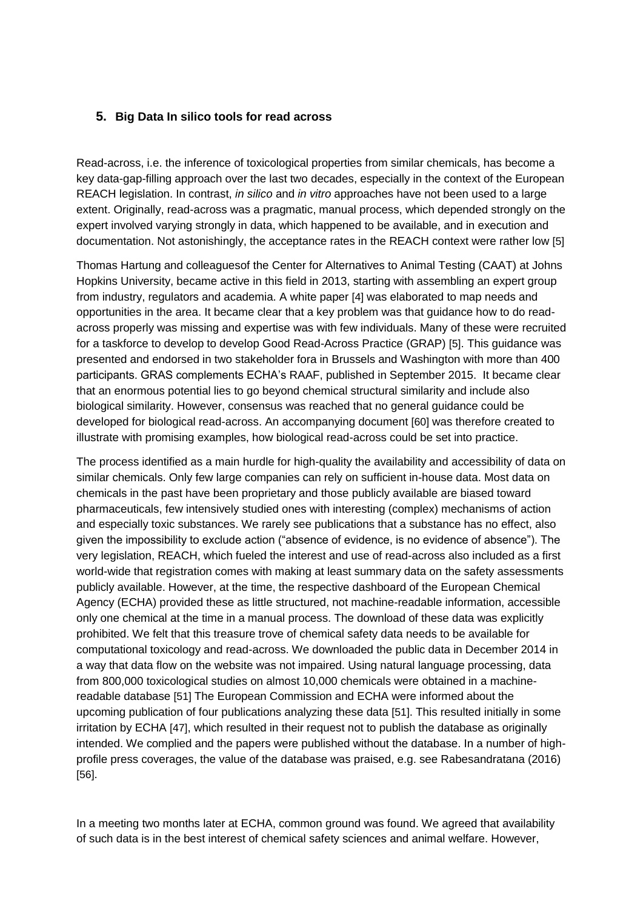## 5. Big Data In silico tools for read across

Read-across, i.e. the inference of toxicological properties from similar chemicals, has become a key data-gap-filling approach over the last two decades, especially in the context of the European REACH legislation. In contrast, *in silico* and *in vitro* approaches have not been used to a large extent. Originally, read-across was a pragmatic, manual process, which depended strongly on the expert involved varying strongly in data, which happened to be available, and in execution and documentation. Not astonishingly, the acceptance rates in the REACH context were rather low [5]

Thomas Hartung and colleaguesof the Center for Alternatives to Animal Testing (CAAT) at Johns Hopkins University, became active in this field in 2013, starting with assembling an expert group from industry, regulators and academia. A white paper [4] was elaborated to map needs and opportunities in the area. It became clear that a key problem was that guidance how to do read-across properly was missing and expertise was with few individuals. Many of these were recruited for a taskforce to develop to develop Good Read-Across Practice (GRAP) [5]. This guidance was presented and endorsed in two stakeholder fora in Brussels and Washington with more than 400 participants. GRAS complements ECHA's RAAF, published in September 2015. It became clear that an enormous potential lies to go beyond chemical structural similarity and include also biological similarity. However, consensus was reached that no general guidance could be developed for biological read-across. An accompanying document [60] was therefore created to illustrate with promising examples, how biological read-across could be set into practice.

The process identified as a main hurdle for high-quality the availability and accessibility of data on similar chemicals. Only few large companies can rely on sufficient in-house data. Most data on chemicals in the past have been proprietary and those publicly available are biased toward pharmaceuticals, few intensively studied ones with interesting (complex) mechanisms of action and especially toxic substances. We rarely see publications that a substance has no effect, also given the impossibility to exclude action ("absence of evidence, is no evidence of absence"). The very legislation, REACH, which fueled the interest and use of read-across also included as a first world-wide that registration comes with making at least summary data on the safety assessments publicly available. However, at the time, the respective dashboard of the European Chemical Agency (ECHA) provided these as little structured, not machine-readable information, accessible only one chemical at the time in a manual process. The download of these data was explicitly prohibited. We felt that this treasure trove of chemical safety data needs to be available for computational toxicology and read-across. We downloaded the public data in December 2014 in a way that data flow on the website was not impaired. Using natural language processing, data from 800,000 toxicological studies on almost 10,000 chemicals were obtained in a machine-readable database [51] The European Commission and ECHA were informed about the upcoming publication of four publications analyzing these data [51]. This resulted initially in some irritation by ECHA [47], which resulted in their request not to publish the database as originally intended. We complied and the papers were published without the database. In a number of high-profile press coverages, the value of the database was praised, e.g. see Rabesandratana (2016) [56].

In a meeting two months later at ECHA, common ground was found. We agreed that availability of such data is in the best interest of chemical safety sciences and animal welfare. However,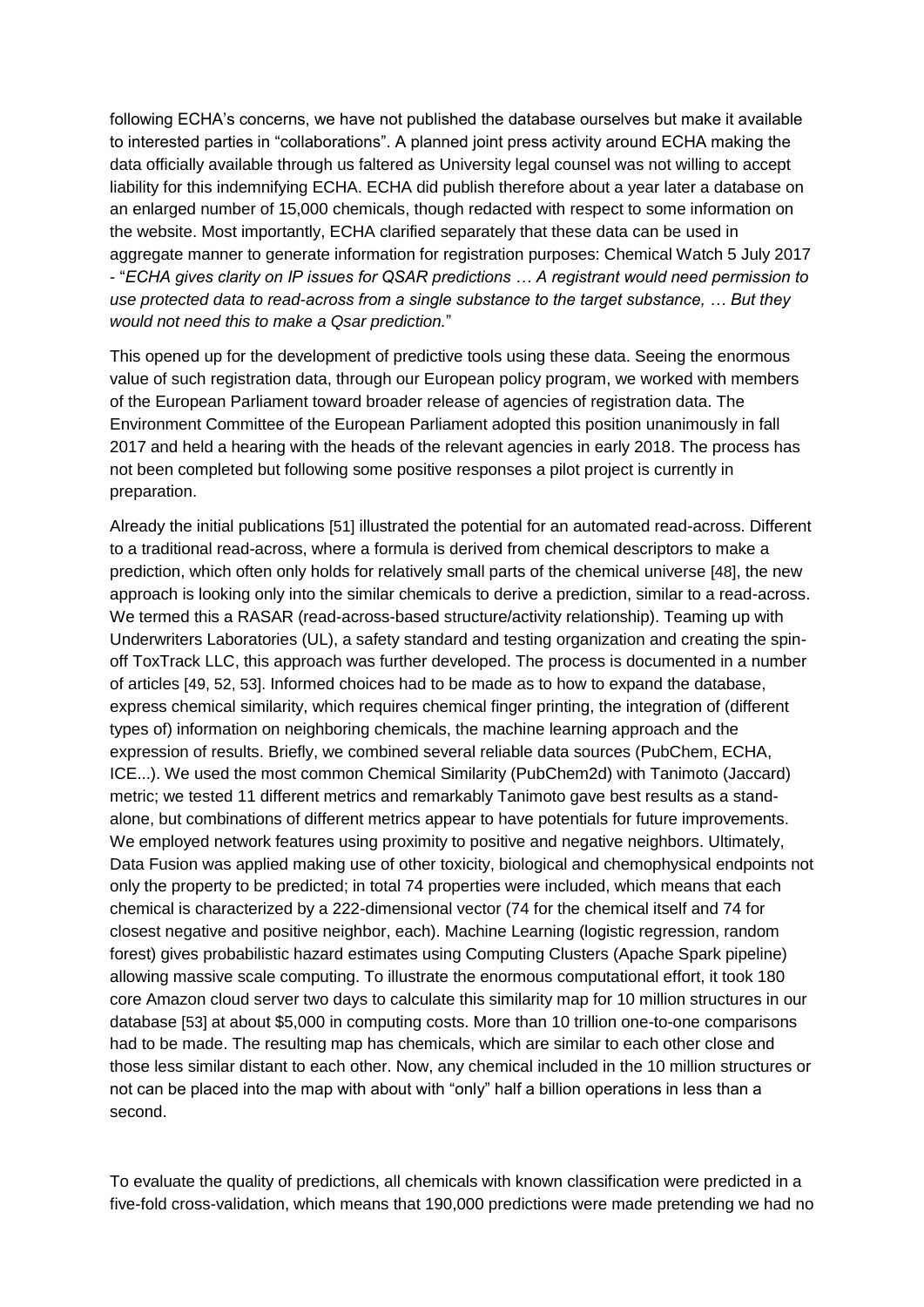following ECHA's concerns, we have not published the database ourselves but make it available to interested parties in "collaborations". A planned joint press activity around ECHA making the data officially available through us faltered as University legal counsel was not willing to accept liability for this indemnifying ECHA. ECHA did publish therefore about a year later a database on an enlarged number of 15,000 chemicals, though redacted with respect to some information on the website. Most importantly, ECHA clarified separately that these data can be used in aggregate manner to generate information for registration purposes: Chemical Watch 5 July 2017 - "*ECHA gives clarity on IP issues for QSAR predictions … A registrant would need permission to use protected data to read-across from a single substance to the target substance, … But they would not need this to make a Qsar prediction.*"

This opened up for the development of predictive tools using these data. Seeing the enormous value of such registration data, through our European policy program, we worked with members of the European Parliament toward broader release of agencies of registration data. The Environment Committee of the European Parliament adopted this position unanimously in fall 2017 and held a hearing with the heads of the relevant agencies in early 2018. The process has not been completed but following some positive responses a pilot project is currently in preparation.

Already the initial publications [51] illustrated the potential for an automated read-across. Different to a traditional read-across, where a formula is derived from chemical descriptors to make a prediction, which often only holds for relatively small parts of the chemical universe [48], the new approach is looking only into the similar chemicals to derive a prediction, similar to a read-across. We termed this a RASAR (read-across-based structure/activity relationship). Teaming up with Underwriters Laboratories (UL), a safety standard and testing organization and creating the spin-off ToxTrack LLC, this approach was further developed. The process is documented in a number of articles [49, 52, 53]. Informed choices had to be made as to how to expand the database, express chemical similarity, which requires chemical finger printing, the integration of (different types of) information on neighboring chemicals, the machine learning approach and the expression of results. Briefly, we combined several reliable data sources (PubChem, ECHA, ICE...). We used the most common Chemical Similarity (PubChem2d) with Tanimoto (Jaccard) metric; we tested 11 different metrics and remarkably Tanimoto gave best results as a stand-alone, but combinations of different metrics appear to have potentials for future improvements. We employed network features using proximity to positive and negative neighbors. Ultimately, Data Fusion was applied making use of other toxicity, biological and chemophysical endpoints not only the property to be predicted; in total 74 properties were included, which means that each chemical is characterized by a 222-dimensional vector (74 for the chemical itself and 74 for closest negative and positive neighbor, each). Machine Learning (logistic regression, random forest) gives probabilistic hazard estimates using Computing Clusters (Apache Spark pipeline) allowing massive scale computing. To illustrate the enormous computational effort, it took 180 core Amazon cloud server two days to calculate this similarity map for 10 million structures in our database [53] at about $5,000 in computing costs. More than 10 trillion one-to-one comparisons had to be made. The resulting map has chemicals, which are similar to each other close and those less similar distant to each other. Now, any chemical included in the 10 million structures or not can be placed into the map with about with "only" half a billion operations in less than a second.

To evaluate the quality of predictions, all chemicals with known classification were predicted in a five-fold cross-validation, which means that 190,000 predictions were made pretending we had no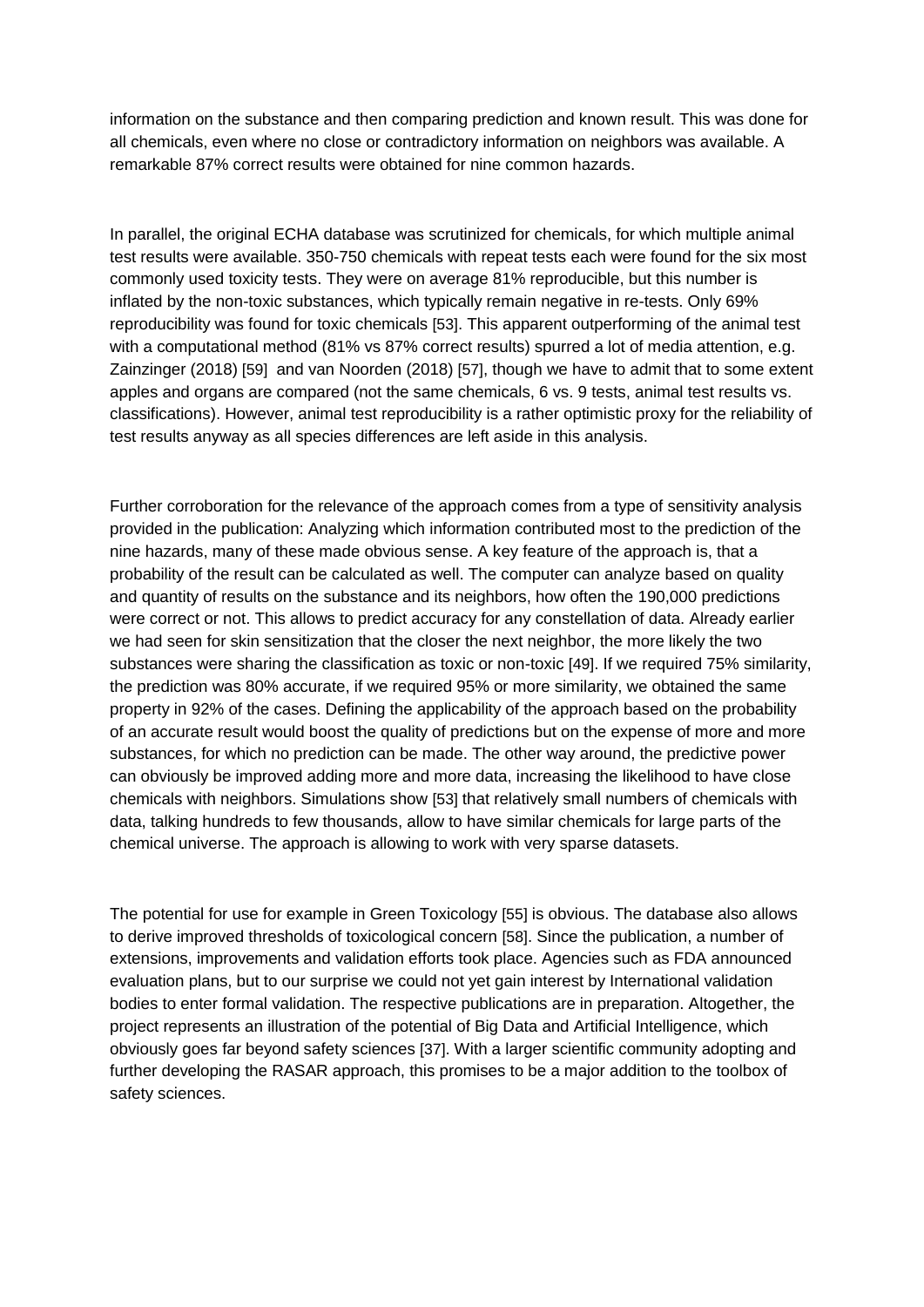information on the substance and then comparing prediction and known result. This was done for all chemicals, even where no close or contradictory information on neighbors was available. A remarkable 87% correct results were obtained for nine common hazards.

In parallel, the original ECHA database was scrutinized for chemicals, for which multiple animal test results were available. 350-750 chemicals with repeat tests each were found for the six most commonly used toxicity tests. They were on average 81% reproducible, but this number is inflated by the non-toxic substances, which typically remain negative in re-tests. Only 69% reproducibility was found for toxic chemicals [53]. This apparent outperforming of the animal test with a computational method (81% vs 87% correct results) spurred a lot of media attention, e.g. Zainzinger (2018) [59] and van Noorden (2018) [57], though we have to admit that to some extent apples and organs are compared (not the same chemicals, 6 vs. 9 tests, animal test results vs. classifications). However, animal test reproducibility is a rather optimistic proxy for the reliability of test results anyway as all species differences are left aside in this analysis.

Further corroboration for the relevance of the approach comes from a type of sensitivity analysis provided in the publication: Analyzing which information contributed most to the prediction of the nine hazards, many of these made obvious sense. A key feature of the approach is, that a probability of the result can be calculated as well. The computer can analyze based on quality and quantity of results on the substance and its neighbors, how often the 190,000 predictions were correct or not. This allows to predict accuracy for any constellation of data. Already earlier we had seen for skin sensitization that the closer the next neighbor, the more likely the two substances were sharing the classification as toxic or non-toxic [49]. If we required 75% similarity, the prediction was 80% accurate, if we required 95% or more similarity, we obtained the same property in 92% of the cases. Defining the applicability of the approach based on the probability of an accurate result would boost the quality of predictions but on the expense of more and more substances, for which no prediction can be made. The other way around, the predictive power can obviously be improved adding more and more data, increasing the likelihood to have close chemicals with neighbors. Simulations show [53] that relatively small numbers of chemicals with data, talking hundreds to few thousands, allow to have similar chemicals for large parts of the chemical universe. The approach is allowing to work with very sparse datasets.

The potential for use for example in Green Toxicology [55] is obvious. The database also allows to derive improved thresholds of toxicological concern [58]. Since the publication, a number of extensions, improvements and validation efforts took place. Agencies such as FDA announced evaluation plans, but to our surprise we could not yet gain interest by International validation bodies to enter formal validation. The respective publications are in preparation. Altogether, the project represents an illustration of the potential of Big Data and Artificial Intelligence, which obviously goes far beyond safety sciences [37]. With a larger scientific community adopting and further developing the RASAR approach, this promises to be a major addition to the toolbox of safety sciences.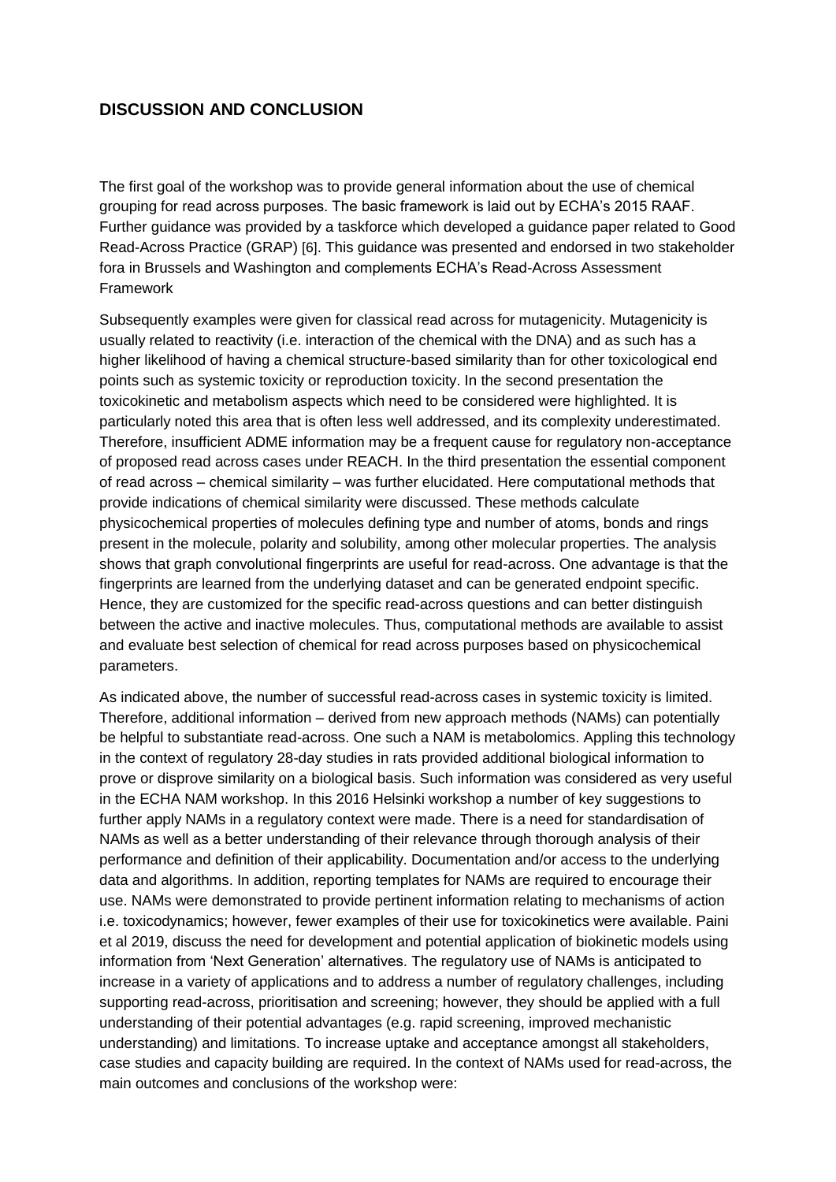## DISCUSSION AND CONCLUSION

The first goal of the workshop was to provide general information about the use of chemical grouping for read across purposes. The basic framework is laid out by ECHA's 2015 RAAF. Further guidance was provided by a taskforce which developed a guidance paper related to Good Read-Across Practice (GRAP) [6]. This guidance was presented and endorsed in two stakeholder fora in Brussels and Washington and complements ECHA's Read-Across Assessment Framework

Subsequently examples were given for classical read across for mutagenicity. Mutagenicity is usually related to reactivity (i.e. interaction of the chemical with the DNA) and as such has a higher likelihood of having a chemical structure-based similarity than for other toxicological end points such as systemic toxicity or reproduction toxicity. In the second presentation the toxicokinetic and metabolism aspects which need to be considered were highlighted. It is particularly noted this area that is often less well addressed, and its complexity underestimated. Therefore, insufficient ADME information may be a frequent cause for regulatory non-acceptance of proposed read across cases under REACH. In the third presentation the essential component of read across – chemical similarity – was further elucidated. Here computational methods that provide indications of chemical similarity were discussed. These methods calculate physicochemical properties of molecules defining type and number of atoms, bonds and rings present in the molecule, polarity and solubility, among other molecular properties. The analysis shows that graph convolutional fingerprints are useful for read-across. One advantage is that the fingerprints are learned from the underlying dataset and can be generated endpoint specific. Hence, they are customized for the specific read-across questions and can better distinguish between the active and inactive molecules. Thus, computational methods are available to assist and evaluate best selection of chemical for read across purposes based on physicochemical parameters.

As indicated above, the number of successful read-across cases in systemic toxicity is limited. Therefore, additional information – derived from new approach methods (NAMs) can potentially be helpful to substantiate read-across. One such a NAM is metabolomics. Appling this technology in the context of regulatory 28-day studies in rats provided additional biological information to prove or disprove similarity on a biological basis. Such information was considered as very useful in the ECHA NAM workshop. In this 2016 Helsinki workshop a number of key suggestions to further apply NAMs in a regulatory context were made. There is a need for standardisation of NAMs as well as a better understanding of their relevance through thorough analysis of their performance and definition of their applicability. Documentation and/or access to the underlying data and algorithms. In addition, reporting templates for NAMs are required to encourage their use. NAMs were demonstrated to provide pertinent information relating to mechanisms of action i.e. toxicodynamics; however, fewer examples of their use for toxicokinetics were available. Paini et al 2019, discuss the need for development and potential application of biokinetic models using information from 'Next Generation' alternatives. The regulatory use of NAMs is anticipated to increase in a variety of applications and to address a number of regulatory challenges, including supporting read-across, prioritisation and screening; however, they should be applied with a full understanding of their potential advantages (e.g. rapid screening, improved mechanistic understanding) and limitations. To increase uptake and acceptance amongst all stakeholders, case studies and capacity building are required. In the context of NAMs used for read-across, the main outcomes and conclusions of the workshop were: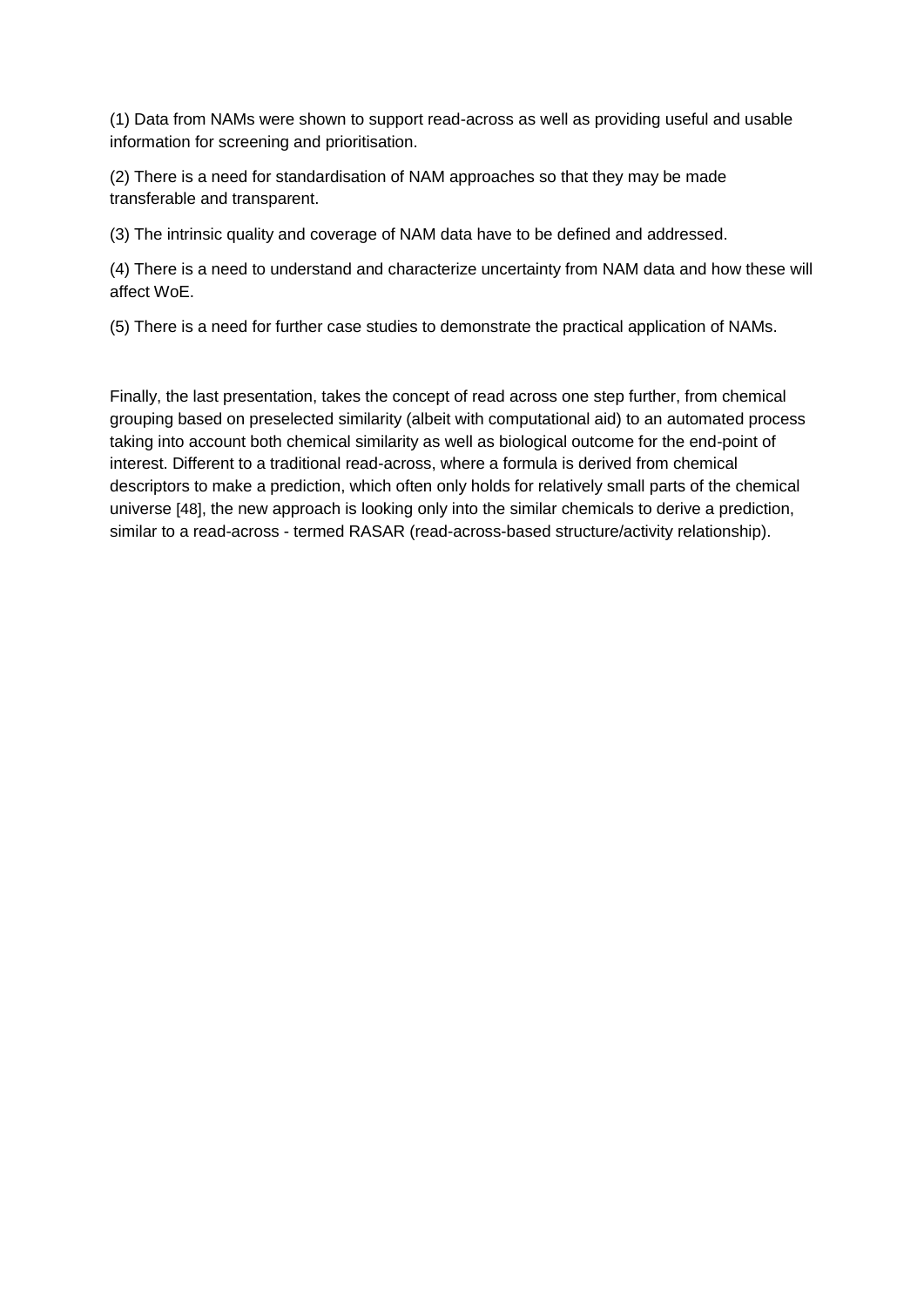(1) Data from NAMs were shown to support read-across as well as providing useful and usable information for screening and prioritisation.

(2) There is a need for standardisation of NAM approaches so that they may be made transferable and transparent.

(3) The intrinsic quality and coverage of NAM data have to be defined and addressed.

(4) There is a need to understand and characterize uncertainty from NAM data and how these will affect WoE.

(5) There is a need for further case studies to demonstrate the practical application of NAMs.

Finally, the last presentation, takes the concept of read across one step further, from chemical grouping based on preselected similarity (albeit with computational aid) to an automated process taking into account both chemical similarity as well as biological outcome for the end-point of interest. Different to a traditional read-across, where a formula is derived from chemical descriptors to make a prediction, which often only holds for relatively small parts of the chemical universe [48], the new approach is looking only into the similar chemicals to derive a prediction, similar to a read-across - termed RASAR (read-across-based structure/activity relationship).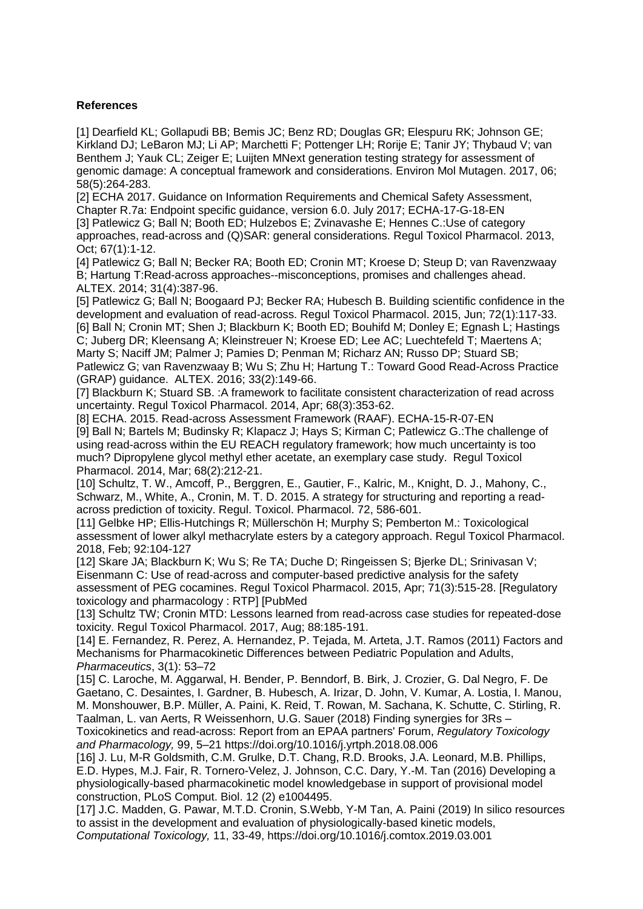**References**

[1] Dearfield KL; Gollapudi BB; Bemis JC; Benz RD; Douglas GR; Elespuru RK; Johnson GE; Kirkland DJ; LeBaron MJ; Li AP; Marchetti F; Pottenger LH; Rorije E; Tanir JY; Thybaud V; van Benthem J; Yauk CL; Zeiger E; Luijten MNext generation testing strategy for assessment of genomic damage: A conceptual framework and considerations. Environ Mol Mutagen. 2017, 06; 58(5):264-283.

[2] ECHA 2017. Guidance on Information Requirements and Chemical Safety Assessment, Chapter R.7a: Endpoint specific guidance, version 6.0. July 2017; ECHA-17-G-18-EN

[3] Patlewicz G; Ball N; Booth ED; Hulzebos E; Zvinavashe E; Hennes C.:Use of category approaches, read-across and (Q)SAR: general considerations. Regul Toxicol Pharmacol. 2013, Oct; 67(1):1-12.

[4] Patlewicz G; Ball N; Becker RA; Booth ED; Cronin MT; Kroese D; Steup D; van Ravenzwaay B; Hartung T:Read-across approaches--misconceptions, promises and challenges ahead. ALTEX. 2014; 31(4):387-96.

[5] Patlewicz G; Ball N; Boogaard PJ; Becker RA; Hubesch B. Building scientific confidence in the development and evaluation of read-across. Regul Toxicol Pharmacol. 2015, Jun; 72(1):117-33.

[6] Ball N; Cronin MT; Shen J; Blackburn K; Booth ED; Bouhifd M; Donley E; Egnash L; Hastings C; Juberg DR; Kleensang A; Kleinstreuer N; Kroese ED; Lee AC; Luechtefeld T; Maertens A; Marty S; Naciff JM; Palmer J; Pamies D; Penman M; Richarz AN; Russo DP; Stuard SB; Patlewicz G; van Ravenzwaay B; Wu S; Zhu H; Hartung T.: Toward Good Read-Across Practice (GRAP) guidance. ALTEX. 2016; 33(2):149-66.

[7] Blackburn K; Stuard SB. :A framework to facilitate consistent characterization of read across uncertainty. Regul Toxicol Pharmacol. 2014, Apr; 68(3):353-62.

[8] ECHA. 2015. Read-across Assessment Framework (RAAF). ECHA-15-R-07-EN

[9] Ball N; Bartels M; Budinsky R; Klapacz J; Hays S; Kirman C; Patlewicz G.:The challenge of using read-across within the EU REACH regulatory framework; how much uncertainty is too much? Dipropylene glycol methyl ether acetate, an exemplary case study. Regul Toxicol Pharmacol. 2014, Mar; 68(2):212-21.

[10] Schultz, T. W., Amcoff, P., Berggren, E., Gautier, F., Kalric, M., Knight, D. J., Mahony, C., Schwarz, M., White, A., Cronin, M. T. D. 2015. A strategy for structuring and reporting a read-across prediction of toxicity. Regul. Toxicol. Pharmacol. 72, 586-601.

[11] Gelbke HP; Ellis-Hutchings R; Müllerschön H; Murphy S; Pemberton M.: Toxicological assessment of lower alkyl methacrylate esters by a category approach. Regul Toxicol Pharmacol. 2018, Feb; 92:104-127

[12] Skare JA; Blackburn K; Wu S; Re TA; Duche D; Ringeissen S; Bjerke DL; Srinivasan V; Eisenmann C: Use of read-across and computer-based predictive analysis for the safety assessment of PEG cocamines. Regul Toxicol Pharmacol. 2015, Apr; 71(3):515-28. [Regulatory toxicology and pharmacology : RTP] [PubMed

[13] Schultz TW; Cronin MTD: Lessons learned from read-across case studies for repeated-dose toxicity. Regul Toxicol Pharmacol. 2017, Aug; 88:185-191.

[14] E. Fernandez, R. Perez, A. Hernandez, P. Tejada, M. Arteta, J.T. Ramos (2011) Factors and Mechanisms for Pharmacokinetic Differences between Pediatric Population and Adults, *Pharmaceutics*, 3(1): 53–72

[15] C. Laroche, M. Aggarwal, H. Bender, P. Benndorf, B. Birk, J. Crozier, G. Dal Negro, F. De Gaetano, C. Desaintes, I. Gardner, B. Hubesch, A. Irizar, D. John, V. Kumar, A. Lostia, I. Manou, M. Monshouwer, B.P. Müller, A. Paini, K. Reid, T. Rowan, M. Sachana, K. Schutte, C. Stirling, R. Taalman, L. van Aerts, R Weissenhorn, U.G. Sauer (2018) Finding synergies for 3Rs – Toxicokinetics and read-across: Report from an EPAA partners' Forum, *Regulatory Toxicology and Pharmacology,* 99, 5–21 https://doi.org/10.1016/j.yrtph.2018.08.006

[16] J. Lu, M-R Goldsmith, C.M. Grulke, D.T. Chang, R.D. Brooks, J.A. Leonard, M.B. Phillips, E.D. Hypes, M.J. Fair, R. Tornero-Velez, J. Johnson, C.C. Dary, Y.-M. Tan (2016) Developing a physiologically-based pharmacokinetic model knowledgebase in support of provisional model construction, PLoS Comput. Biol. 12 (2) e1004495.

[17] J.C. Madden, G. Pawar, M.T.D. Cronin, S.Webb, Y-M Tan, A. Paini (2019) In silico resources to assist in the development and evaluation of physiologically-based kinetic models, *Computational Toxicology,* 11, 33-49, https://doi.org/10.1016/j.comtox.2019.03.001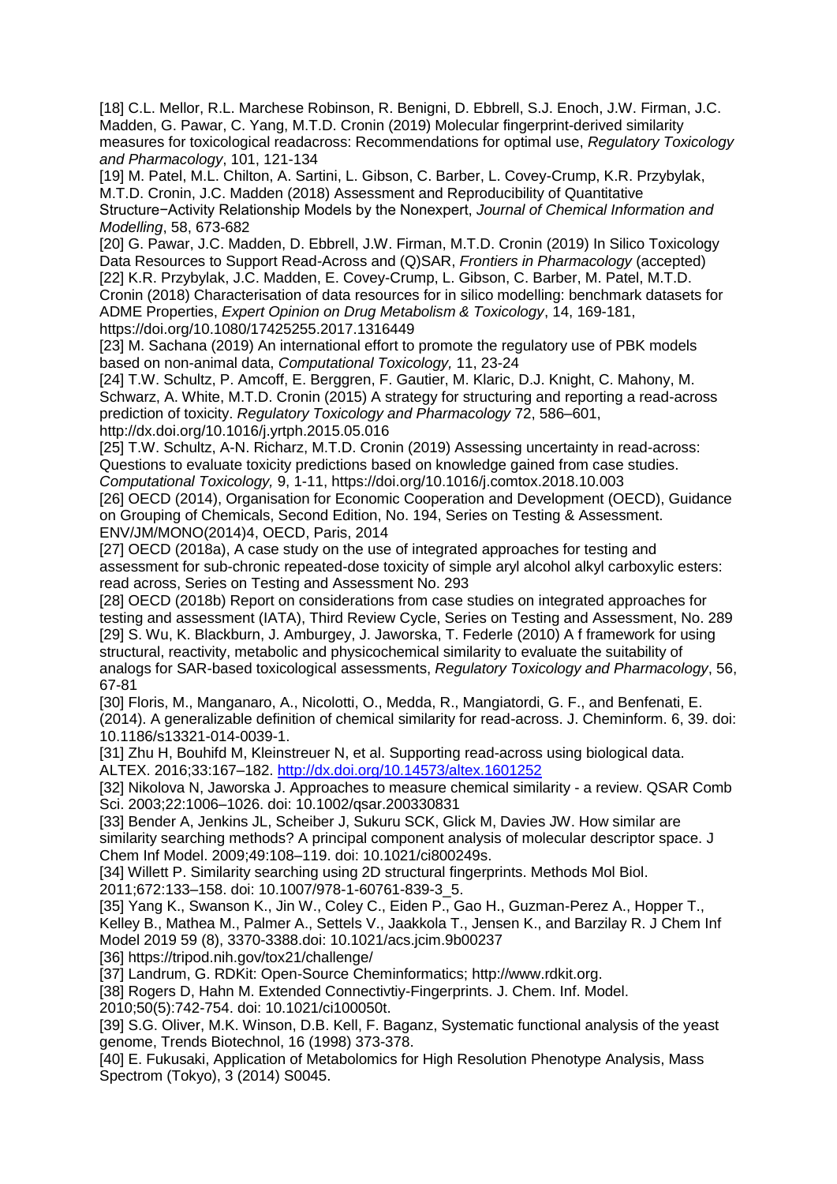[18] C.L. Mellor, R.L. Marchese Robinson, R. Benigni, D. Ebbrell, S.J. Enoch, J.W. Firman, J.C. Madden, G. Pawar, C. Yang, M.T.D. Cronin (2019) Molecular fingerprint-derived similarity measures for toxicological readacross: Recommendations for optimal use, *Regulatory Toxicology and Pharmacology*, 101, 121-134

[19] M. Patel, M.L. Chilton, A. Sartini, L. Gibson, C. Barber, L. Covey-Crump, K.R. Przybylak, M.T.D. Cronin, J.C. Madden (2018) Assessment and Reproducibility of Quantitative Structure−Activity Relationship Models by the Nonexpert, *Journal of Chemical Information and Modelling*, 58, 673-682

[20] G. Pawar, J.C. Madden, D. Ebbrell, J.W. Firman, M.T.D. Cronin (2019) In Silico Toxicology Data Resources to Support Read-Across and (Q)SAR, *Frontiers in Pharmacology* (accepted)

[22] K.R. Przybylak, J.C. Madden, E. Covey-Crump, L. Gibson, C. Barber, M. Patel, M.T.D. Cronin (2018) Characterisation of data resources for in silico modelling: benchmark datasets for ADME Properties, *Expert Opinion on Drug Metabolism & Toxicology*, 14, 169-181, https://doi.org/10.1080/17425255.2017.1316449

[23] M. Sachana (2019) An international effort to promote the regulatory use of PBK models based on non-animal data, *Computational Toxicology,* 11, 23-24

[24] T.W. Schultz, P. Amcoff, E. Berggren, F. Gautier, M. Klaric, D.J. Knight, C. Mahony, M. Schwarz, A. White, M.T.D. Cronin (2015) A strategy for structuring and reporting a read-across prediction of toxicity. *Regulatory Toxicology and Pharmacology* 72, 586–601, http://dx.doi.org/10.1016/j.yrtph.2015.05.016

[25] T.W. Schultz, A-N. Richarz, M.T.D. Cronin (2019) Assessing uncertainty in read-across: Questions to evaluate toxicity predictions based on knowledge gained from case studies. *Computational Toxicology,* 9, 1-11, https://doi.org/10.1016/j.comtox.2018.10.003

[26] OECD (2014), Organisation for Economic Cooperation and Development (OECD), Guidance on Grouping of Chemicals, Second Edition, No. 194, Series on Testing & Assessment. ENV/JM/MONO(2014)4, OECD, Paris, 2014

[27] OECD (2018a), A case study on the use of integrated approaches for testing and assessment for sub-chronic repeated-dose toxicity of simple aryl alcohol alkyl carboxylic esters: read across, Series on Testing and Assessment No. 293

[28] OECD (2018b) Report on considerations from case studies on integrated approaches for testing and assessment (IATA), Third Review Cycle, Series on Testing and Assessment, No. 289

[29] S. Wu, K. Blackburn, J. Amburgey, J. Jaworska, T. Federle (2010) A f framework for using structural, reactivity, metabolic and physicochemical similarity to evaluate the suitability of analogs for SAR-based toxicological assessments, *Regulatory Toxicology and Pharmacology*, 56, 67-81

[30] Floris, M., Manganaro, A., Nicolotti, O., Medda, R., Mangiatordi, G. F., and Benfenati, E. (2014). A generalizable definition of chemical similarity for read-across. J. Cheminform. 6, 39. doi: 10.1186/s13321-014-0039-1.

[31] Zhu H, Bouhifd M, Kleinstreuer N, et al. Supporting read-across using biological data. ALTEX. 2016;33:167–182. http://dx.doi.org/10.14573/altex.1601252

[32] Nikolova N, Jaworska J. Approaches to measure chemical similarity - a review. QSAR Comb Sci. 2003;22:1006–1026. doi: 10.1002/qsar.200330831

[33] Bender A, Jenkins JL, Scheiber J, Sukuru SCK, Glick M, Davies JW. How similar are similarity searching methods? A principal component analysis of molecular descriptor space. J Chem Inf Model. 2009;49:108–119. doi: 10.1021/ci800249s.

[34] Willett P. Similarity searching using 2D structural fingerprints. Methods Mol Biol. 2011;672:133–158. doi: 10.1007/978-1-60761-839-3_5.

[35] Yang K., Swanson K., Jin W., Coley C., Eiden P., Gao H., Guzman-Perez A., Hopper T., Kelley B., Mathea M., Palmer A., Settels V., Jaakkola T., Jensen K., and Barzilay R. J Chem Inf Model 2019 59 (8), 3370-3388.doi: 10.1021/acs.jcim.9b00237

[36] https://tripod.nih.gov/tox21/challenge/

[37] Landrum, G. RDKit: Open-Source Cheminformatics; http://www.rdkit.org.

[38] Rogers D, Hahn M. Extended Connectivtiy-Fingerprints. J. Chem. Inf. Model. 2010;50(5):742-754. doi: 10.1021/ci100050t.

[39] S.G. Oliver, M.K. Winson, D.B. Kell, F. Baganz, Systematic functional analysis of the yeast genome, Trends Biotechnol, 16 (1998) 373-378.

[40] E. Fukusaki, Application of Metabolomics for High Resolution Phenotype Analysis, Mass Spectrom (Tokyo), 3 (2014) S0045.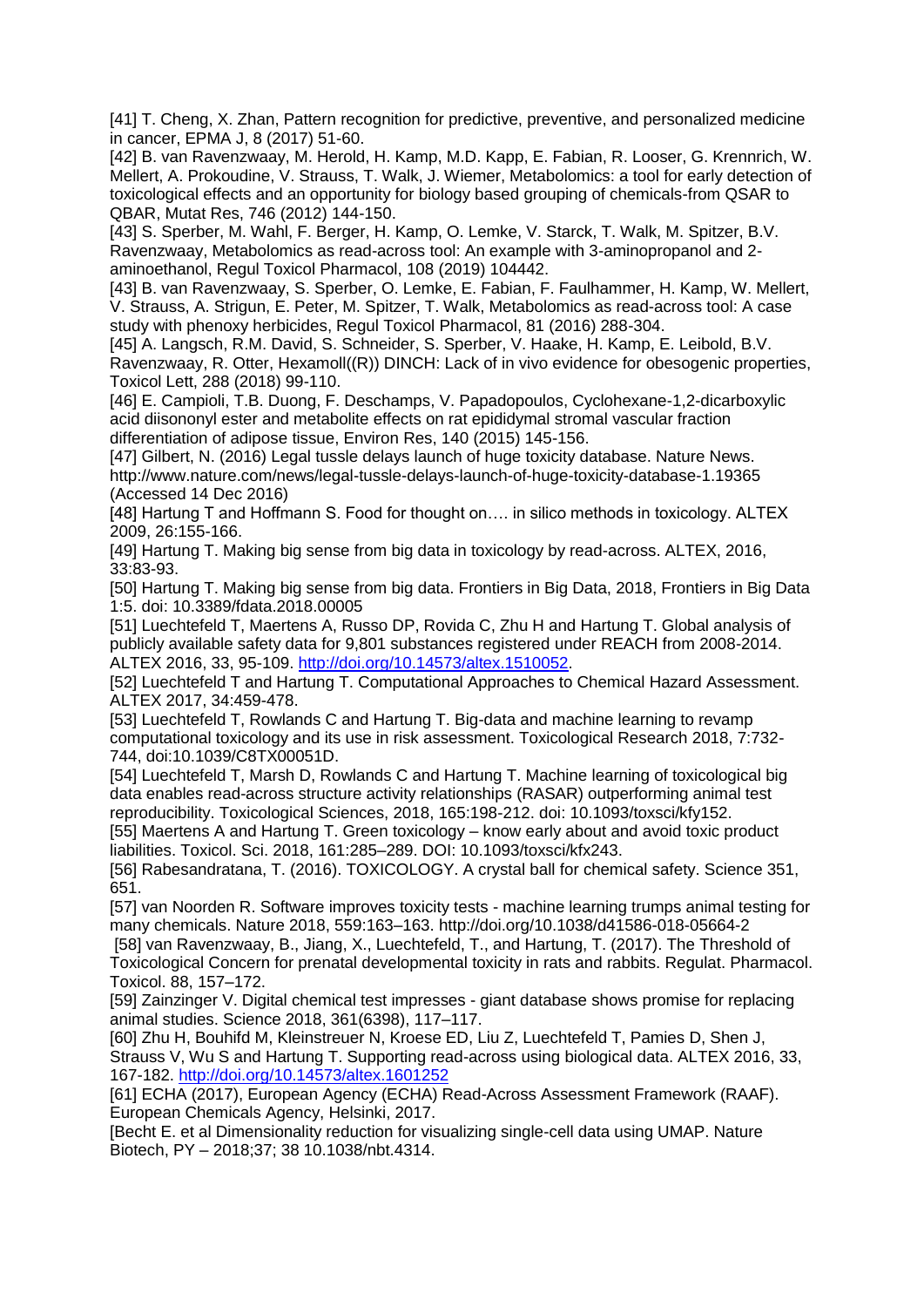[41] T. Cheng, X. Zhan, Pattern recognition for predictive, preventive, and personalized medicine in cancer, EPMA J, 8 (2017) 51-60.

[42] B. van Ravenzwaay, M. Herold, H. Kamp, M.D. Kapp, E. Fabian, R. Looser, G. Krennrich, W. Mellert, A. Prokoudine, V. Strauss, T. Walk, J. Wiemer, Metabolomics: a tool for early detection of toxicological effects and an opportunity for biology based grouping of chemicals-from QSAR to QBAR, Mutat Res, 746 (2012) 144-150.

[43] S. Sperber, M. Wahl, F. Berger, H. Kamp, O. Lemke, V. Starck, T. Walk, M. Spitzer, B.V. Ravenzwaay, Metabolomics as read-across tool: An example with 3-aminopropanol and 2-aminoethanol, Regul Toxicol Pharmacol, 108 (2019) 104442.

[43] B. van Ravenzwaay, S. Sperber, O. Lemke, E. Fabian, F. Faulhammer, H. Kamp, W. Mellert, V. Strauss, A. Strigun, E. Peter, M. Spitzer, T. Walk, Metabolomics as read-across tool: A case study with phenoxy herbicides, Regul Toxicol Pharmacol, 81 (2016) 288-304.

[45] A. Langsch, R.M. David, S. Schneider, S. Sperber, V. Haake, H. Kamp, E. Leibold, B.V. Ravenzwaay, R. Otter, Hexamoll((R)) DINCH: Lack of in vivo evidence for obesogenic properties, Toxicol Lett, 288 (2018) 99-110.

[46] E. Campioli, T.B. Duong, F. Deschamps, V. Papadopoulos, Cyclohexane-1,2-dicarboxylic acid diisononyl ester and metabolite effects on rat epididymal stromal vascular fraction differentiation of adipose tissue, Environ Res, 140 (2015) 145-156.

[47] Gilbert, N. (2016) Legal tussle delays launch of huge toxicity database. Nature News. http://www.nature.com/news/legal-tussle-delays-launch-of-huge-toxicity-database-1.19365 (Accessed 14 Dec 2016)

[48] Hartung T and Hoffmann S. Food for thought on…. in silico methods in toxicology. ALTEX 2009, 26:155-166.

[49] Hartung T. Making big sense from big data in toxicology by read-across. ALTEX, 2016, 33:83-93.

[50] Hartung T. Making big sense from big data. Frontiers in Big Data, 2018, Frontiers in Big Data 1:5. doi: 10.3389/fdata.2018.00005

[51] Luechtefeld T, Maertens A, Russo DP, Rovida C, Zhu H and Hartung T. Global analysis of publicly available safety data for 9,801 substances registered under REACH from 2008-2014. ALTEX 2016, 33, 95-109. http://doi.org/10.14573/altex.1510052.

[52] Luechtefeld T and Hartung T. Computational Approaches to Chemical Hazard Assessment. ALTEX 2017, 34:459-478.

[53] Luechtefeld T, Rowlands C and Hartung T. Big-data and machine learning to revamp computational toxicology and its use in risk assessment. Toxicological Research 2018, 7:732-744, doi:10.1039/C8TX00051D.

[54] Luechtefeld T, Marsh D, Rowlands C and Hartung T. Machine learning of toxicological big data enables read-across structure activity relationships (RASAR) outperforming animal test reproducibility. Toxicological Sciences, 2018, 165:198-212. doi: 10.1093/toxsci/kfy152.

[55] Maertens A and Hartung T. Green toxicology – know early about and avoid toxic product liabilities. Toxicol. Sci. 2018, 161:285–289. DOI: 10.1093/toxsci/kfx243.

[56] Rabesandratana, T. (2016). TOXICOLOGY. A crystal ball for chemical safety. Science 351, 651.

[57] van Noorden R. Software improves toxicity tests - machine learning trumps animal testing for many chemicals. Nature 2018, 559:163–163. http://doi.org/10.1038/d41586-018-05664-2

[58] van Ravenzwaay, B., Jiang, X., Luechtefeld, T., and Hartung, T. (2017). The Threshold of Toxicological Concern for prenatal developmental toxicity in rats and rabbits. Regulat. Pharmacol. Toxicol. 88, 157–172.

[59] Zainzinger V. Digital chemical test impresses - giant database shows promise for replacing animal studies. Science 2018, 361(6398), 117–117.

[60] Zhu H, Bouhifd M, Kleinstreuer N, Kroese ED, Liu Z, Luechtefeld T, Pamies D, Shen J, Strauss V, Wu S and Hartung T. Supporting read-across using biological data. ALTEX 2016, 33, 167-182. http://doi.org/10.14573/altex.1601252

[61] ECHA (2017), European Agency (ECHA) Read-Across Assessment Framework (RAAF). European Chemicals Agency, Helsinki, 2017.

[Becht E. et al Dimensionality reduction for visualizing single-cell data using UMAP. Nature Biotech, PY – 2018;37; 38 10.1038/nbt.4314.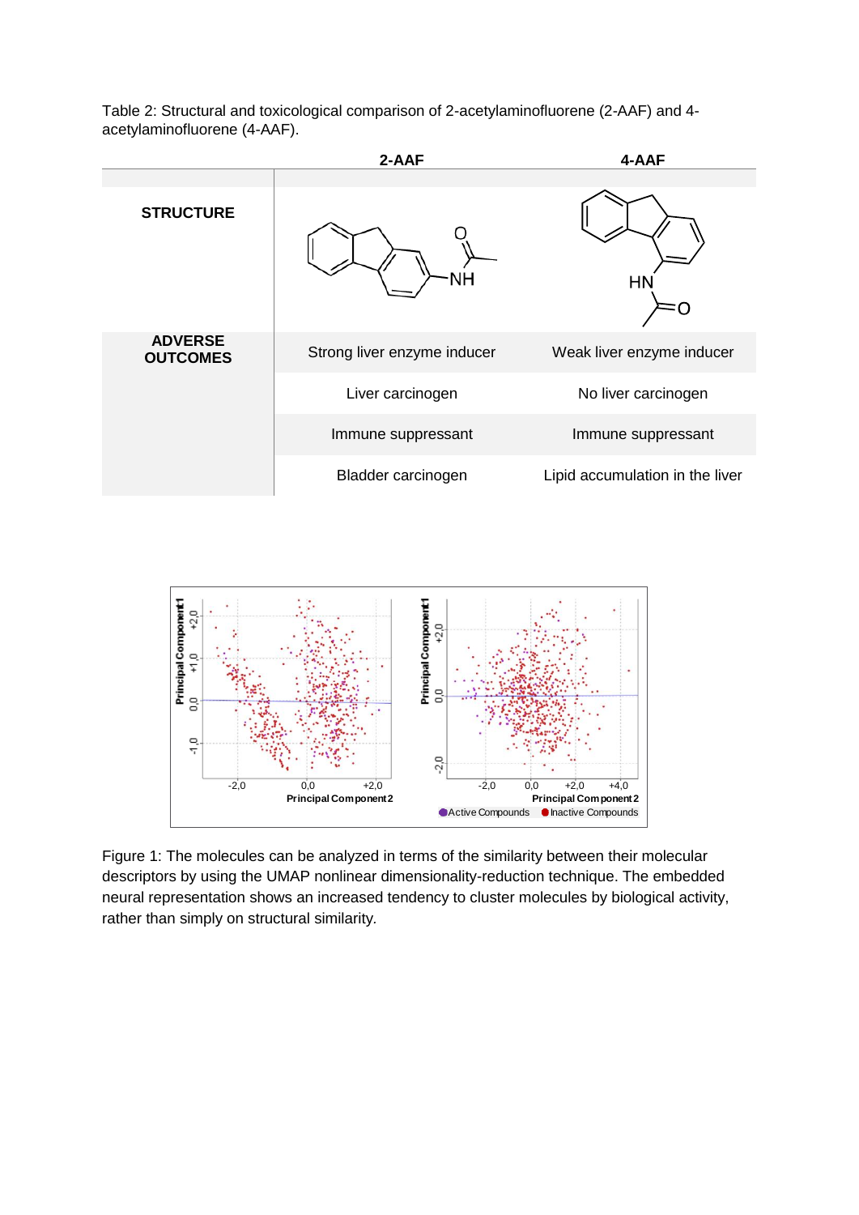Table 2: Structural and toxicological comparison of 2-acetylaminofluorene (2-AAF) and 4-acetylaminofluorene (4-AAF).

| | 2-AAF | 4-AAF |
|---|---|---|
| **STRUCTURE** | | |
| **ADVERSE OUTCOMES** | Strong liver enzyme inducer | Weak liver enzyme inducer |
| | Liver carcinogen | No liver carcinogen |
| | Immune suppressant | Immune suppressant |
| | Bladder carcinogen | Lipid accumulation in the liver |

Figure 1: The molecules can be analyzed in terms of the similarity between their molecular descriptors by using the UMAP nonlinear dimensionality-reduction technique. The embedded neural representation shows an increased tendency to cluster molecules by biological activity, rather than simply on structural similarity.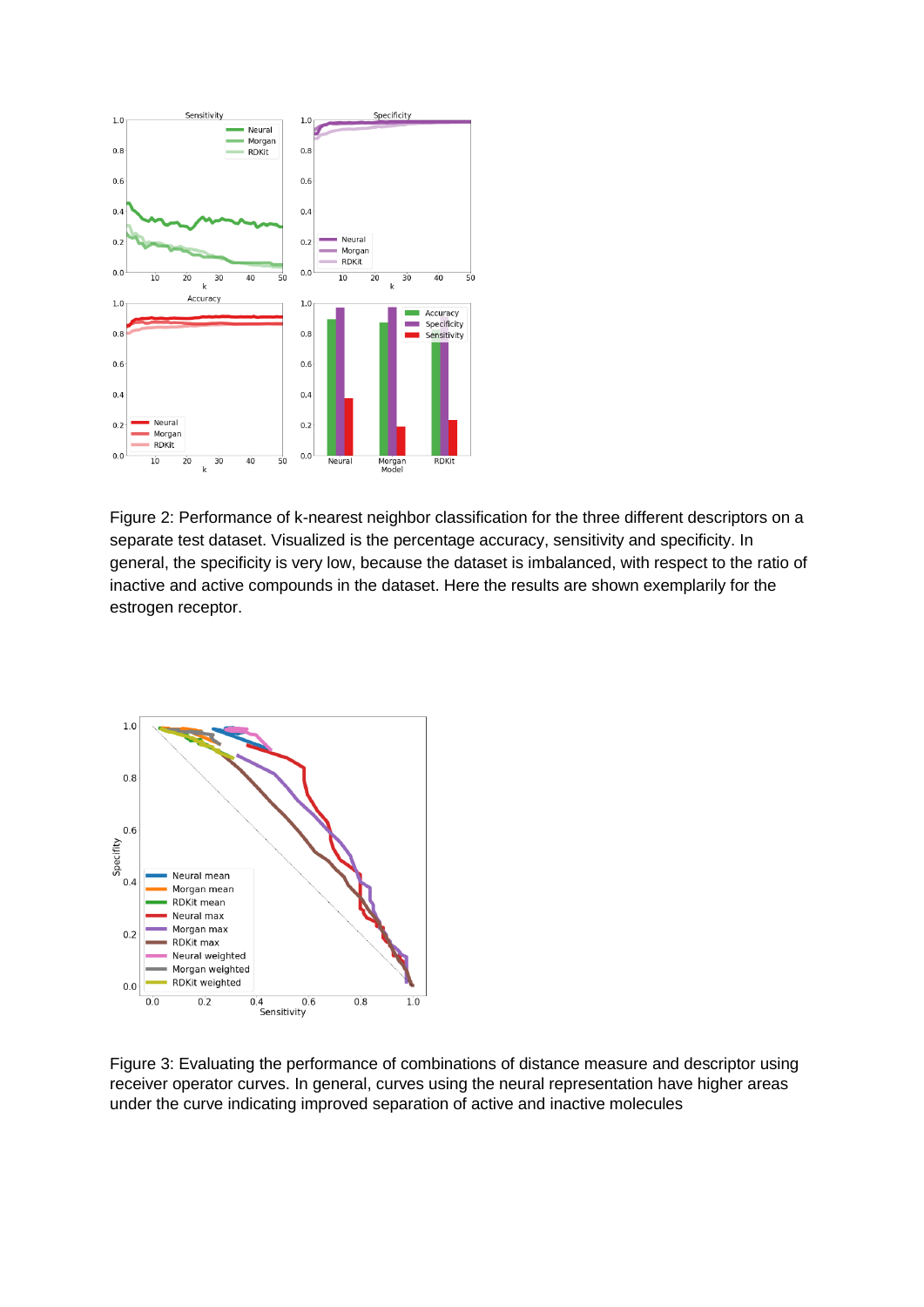Figure 2: Performance of k-nearest neighbor classification for the three different descriptors on a separate test dataset. Visualized is the percentage accuracy, sensitivity and specificity. In general, the specificity is very low, because the dataset is imbalanced, with respect to the ratio of inactive and active compounds in the dataset. Here the results are shown exemplarily for the estrogen receptor.

Figure 3: Evaluating the performance of combinations of distance measure and descriptor using receiver operator curves. In general, curves using the neural representation have higher areas under the curve indicating improved separation of active and inactive molecules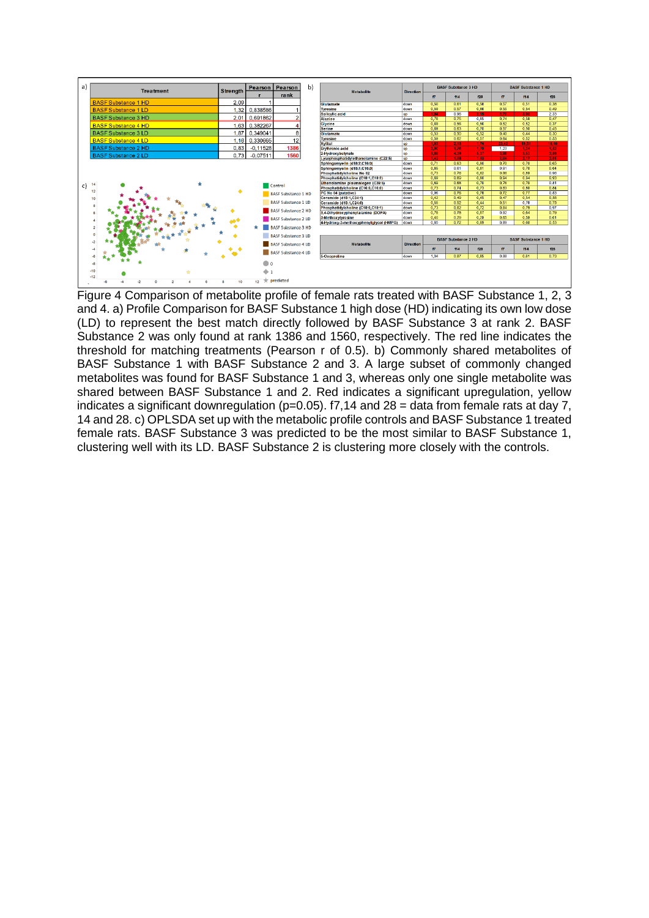a)

| Treatment | Strength | Pearson r | Pearson rank |
|---|---|---|---|
| BASF Substance 1 HD | 2,09 | 1 | |
| BASF Substance 1 LD | 1,32 | 0,838586 | 1 |
| BASF Substance 3 HD | 2,01 | 0,691862 | 2 |
| BASF Substance 4 HD | 1,63 | 0,382267 | 4 |
| BASF Substance 3 LD | 1,87 | 0,349041 | 8 |
| BASF Substance 4 LD | 1,16 | 0,330065 | 12 |
| BASF Substance 2 HD | 0,83 | -0,11528 | 1386 |
| BASF Substance 2 LD | 0,73 | -0,07511 | 1560 |

b)

| Metabolite | Direction | BASF Substance 3 HD | | | BASF Substance 1 HD | | |
|---|---|---|---|---|---|---|---|
| | | f7 | f14 | f28 | f7 | f14 | f28 |
| Glutamate | down | 0,50 | 0,61 | 0,58 | 0.57 | 0.51 | 0.38 |
| Tyrosine | down | 0,59 | 0,57 | 0,68 | 0.56 | 0.54 | 0.49 |
| Salicylic acid | up | 1,94 | 0,95 | 2,15 | 0.72 | 3.66 | 2.33 |
| Alanine | down | 0,78 | 0,75 | 0,85 | 0.74 | 0.58 | 0.47 |
| Glycine | down | 0,69 | 0,56 | 0,56 | 0.52 | 0.52 | 0.37 |
| Serine | down | 0,68 | 0,63 | 0,70 | 0.57 | 0.50 | 0.45 |
| Glutamate | down | 0,53 | 0,50 | 0,52 | 0.40 | 0.44 | 0.30 |
| Tyrosine | down | 0,58 | 0,62 | 0,57 | 0.64 | 0.52 | 0.53 |
| Xylitol | up | 1,65 | 2,19 | 1,76 | 23.42 | 16.21 | 16.10 |
| Erythronic acid | up | 2,00 | 2,26 | 1,70 | 1.23 | 1.54 | 1.62 |
| 2-Hydroxybutyrate | up | 1,86 | 4,39 | 5,07 | 3.00 | 5.53 | 3.88 |
| Lysophosphatidylethanolamine (C22:5) | up | 1,42 | 1,66 | 1,45 | 2.04 | 2.17 | 2.04 |
| Sphingomyelin (d18:2,C16:0) | down | 0,71 | 0,63 | 0,80 | 0.70 | 0.70 | 0.65 |
| Sphingomyelin (d18:1,C16:0) | down | 0,86 | 0,81 | 0,81 | 0.81 | 0.70 | 0.64 |
| Phosphatidylcholine No 02 | down | 0,73 | 0,76 | 0,82 | 0.86 | 0.89 | 0.96 |
| Phosphatidylcholine (C18:1,C18:3) | down | 0,80 | 0,80 | 0,80 | 0.94 | 0.94 | 0.93 |
| Ethanolamine plasmalogen (C39:5) | down | 0,80 | 0,86 | 0,70 | 0.76 | 0.70 | 0.81 |
| Phosphatidylcholine (C16:0,C16:0) | down | 0,73 | 0,74 | 0,73 | 0.83 | 0.80 | 0.84 |
| PC No 04 (putative) | down | 0,96 | 0,76 | 0,78 | 0.72 | 0.77 | 0.83 |
| Ceramide (d18:1,C24:1) | down | 0,42 | 0,49 | 0,45 | 0.47 | 0.54 | 0.56 |
| Ceramide (d18:1,C24:0) | down | 0,56 | 0,52 | 0,44 | 0.51 | 0.78 | 0.75 |
| Phosphatidylcholine (C18:0,C18:1) | down | 0,73 | 0,82 | 0,72 | 0.84 | 0.76 | 0.97 |
| 3,4-Dihydroxyphenylalanine (DOPA) | down | 0,76 | 0,76 | 0,67 | 0.62 | 0.64 | 0.79 |
| 3-Methoxytyrosine | down | 0,40 | 0,29 | 0,28 | 0.65 | 0.58 | 0.61 |
| 4-Hydroxy-3-methoxyphenylglycol (HMPG) | down | 0,86 | 0,72 | 0,69 | 0.69 | 0.60 | 0.53 |

| Metabolite | Direction | BASF Substance 2 HD | | | BASF Substance 1 HD | | |
|---|---|---|---|---|---|---|---|
| | | f7 | f14 | f28 | f7 | f14 | f28 |
| 5-Oxoproline | down | 1,04 | 0,67 | 0,86 | 0.88 | 0.61 | 0.73 |

c)

14 12 10 8 6 4 2 0 -2 -4 -6 -8 -10 -12

-6 -4 -2 0 2 4 6 8 10 12

Control
BASF Substance 1 HD
BASF Substance 1 LD
BASF Substance 2 HD
BASF Substance 2 LD
BASF Substance 3 HD
BASF Substance 3 LD
BASF Substance 4 HD
BASF Substance 4 LD
0
1
predicted

Figure 4 Comparison of metabolite profile of female rats treated with BASF Substance 1, 2, 3 and 4. a) Profile Comparison for BASF Substance 1 high dose (HD) indicating its own low dose (LD) to represent the best match directly followed by BASF Substance 3 at rank 2. BASF Substance 2 was only found at rank 1386 and 1560, respectively. The red line indicates the threshold for matching treatments (Pearson r of 0.5). b) Commonly shared metabolites of BASF Substance 1 with BASF Substance 2 and 3. A large subset of commonly changed metabolites was found for BASF Substance 1 and 3, whereas only one single metabolite was shared between BASF Substance 1 and 2. Red indicates a significant upregulation, yellow indicates a significant downregulation (p=0.05). f7,14 and 28 = data from female rats at day 7, 14 and 28. c) OPLSDA set up with the metabolic profile controls and BASF Substance 1 treated female rats. BASF Substance 3 was predicted to be the most similar to BASF Substance 1, clustering well with its LD. BASF Substance 2 is clustering more closely with the controls.